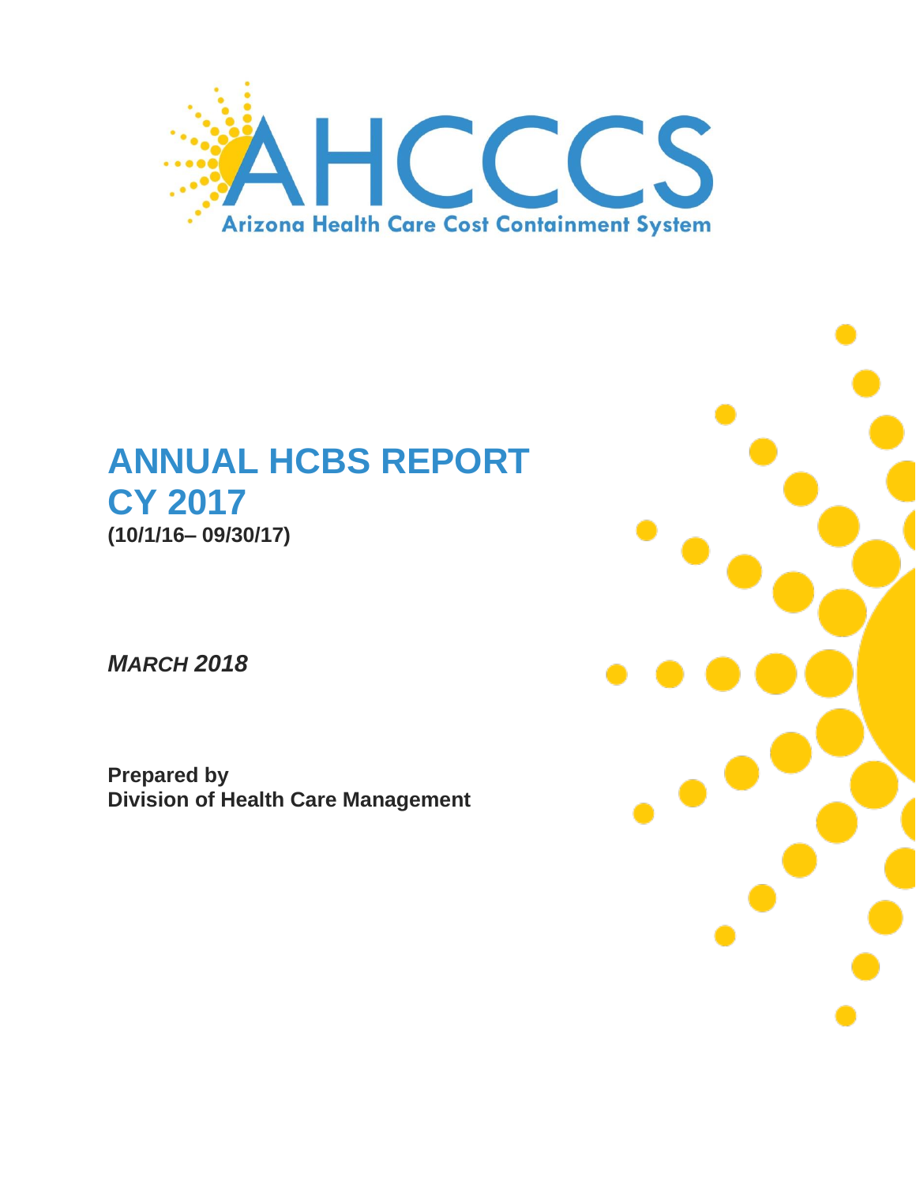AHCCCS

Arizona Health Care Cost Containment System

# ANNUAL HCBS REPORT
# CY 2017

**(10/1/16– 09/30/17)**

***MARCH 2018***

**Prepared by**
**Division of Health Care Management**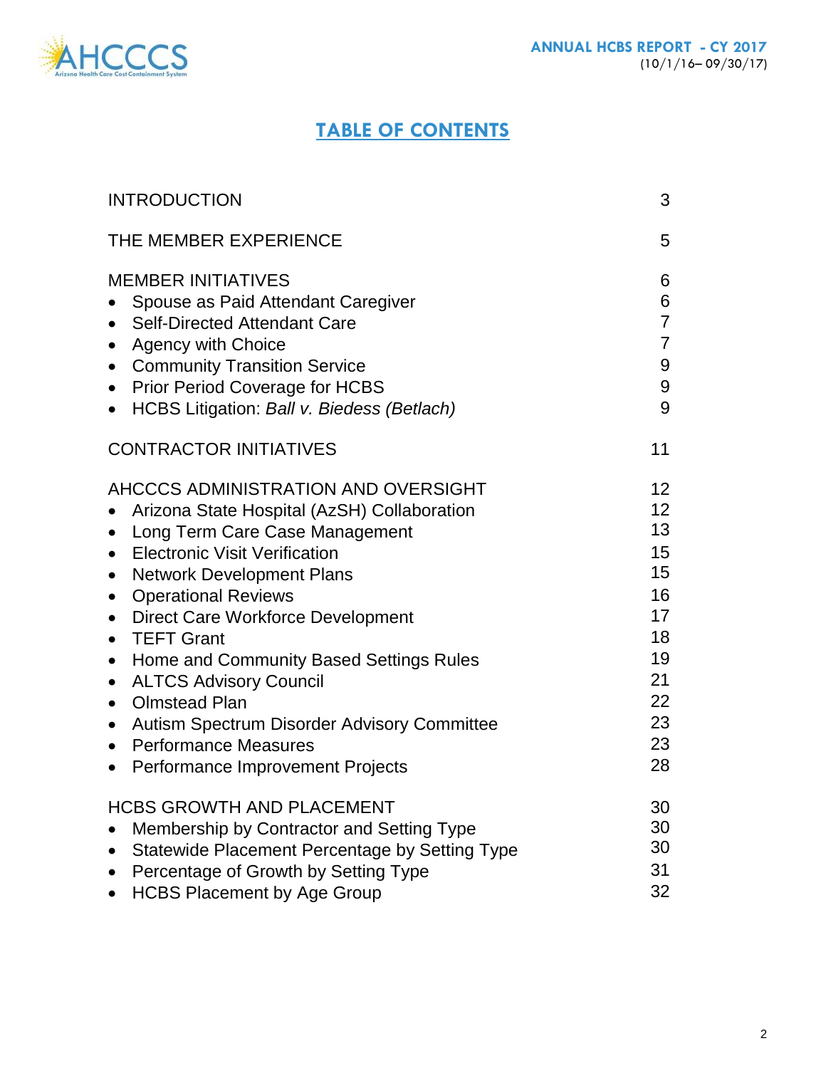# TABLE OF CONTENTS

| | |
|---|---|
| INTRODUCTION | 3 |
| THE MEMBER EXPERIENCE | 5 |
| MEMBER INITIATIVES | 6 |
| • Spouse as Paid Attendant Caregiver | 6 |
| • Self-Directed Attendant Care | 7 |
| • Agency with Choice | 7 |
| • Community Transition Service | 9 |
| • Prior Period Coverage for HCBS | 9 |
| • HCBS Litigation: *Ball v. Biedess (Betlach)* | 9 |
| CONTRACTOR INITIATIVES | 11 |
| AHCCCS ADMINISTRATION AND OVERSIGHT | 12 |
| • Arizona State Hospital (AzSH) Collaboration | 12 |
| • Long Term Care Case Management | 13 |
| • Electronic Visit Verification | 15 |
| • Network Development Plans | 15 |
| • Operational Reviews | 16 |
| • Direct Care Workforce Development | 17 |
| • TEFT Grant | 18 |
| • Home and Community Based Settings Rules | 19 |
| • ALTCS Advisory Council | 21 |
| • Olmstead Plan | 22 |
| • Autism Spectrum Disorder Advisory Committee | 23 |
| • Performance Measures | 23 |
| • Performance Improvement Projects | 28 |
| HCBS GROWTH AND PLACEMENT | 30 |
| • Membership by Contractor and Setting Type | 30 |
| • Statewide Placement Percentage by Setting Type | 30 |
| • Percentage of Growth by Setting Type | 31 |
| • HCBS Placement by Age Group | 32 |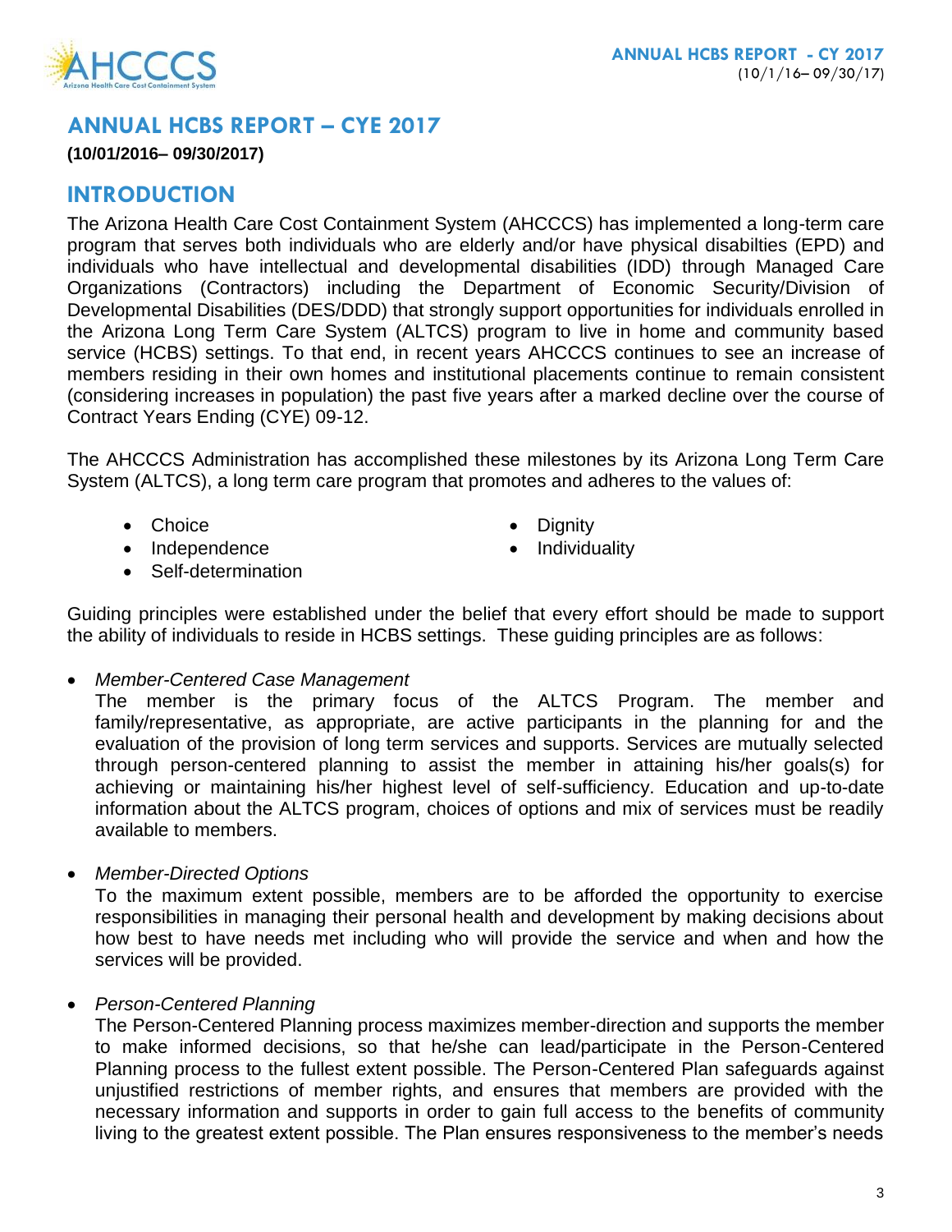## ANNUAL HCBS REPORT – CYE 2017

**(10/01/2016– 09/30/2017)**

## INTRODUCTION

The Arizona Health Care Cost Containment System (AHCCCS) has implemented a long-term care program that serves both individuals who are elderly and/or have physical disabilties (EPD) and individuals who have intellectual and developmental disabilities (IDD) through Managed Care Organizations (Contractors) including the Department of Economic Security/Division of Developmental Disabilities (DES/DDD) that strongly support opportunities for individuals enrolled in the Arizona Long Term Care System (ALTCS) program to live in home and community based service (HCBS) settings. To that end, in recent years AHCCCS continues to see an increase of members residing in their own homes and institutional placements continue to remain consistent (considering increases in population) the past five years after a marked decline over the course of Contract Years Ending (CYE) 09-12.

The AHCCCS Administration has accomplished these milestones by its Arizona Long Term Care System (ALTCS), a long term care program that promotes and adheres to the values of:

- Choice
- Independence
- Self-determination
- Dignity
- Individuality

Guiding principles were established under the belief that every effort should be made to support the ability of individuals to reside in HCBS settings. These guiding principles are as follows:

- *Member-Centered Case Management*
  The member is the primary focus of the ALTCS Program. The member and family/representative, as appropriate, are active participants in the planning for and the evaluation of the provision of long term services and supports. Services are mutually selected through person-centered planning to assist the member in attaining his/her goals(s) for achieving or maintaining his/her highest level of self-sufficiency. Education and up-to-date information about the ALTCS program, choices of options and mix of services must be readily available to members.

- *Member-Directed Options*
  To the maximum extent possible, members are to be afforded the opportunity to exercise responsibilities in managing their personal health and development by making decisions about how best to have needs met including who will provide the service and when and how the services will be provided.

- *Person-Centered Planning*
  The Person-Centered Planning process maximizes member-direction and supports the member to make informed decisions, so that he/she can lead/participate in the Person-Centered Planning process to the fullest extent possible. The Person-Centered Plan safeguards against unjustified restrictions of member rights, and ensures that members are provided with the necessary information and supports in order to gain full access to the benefits of community living to the greatest extent possible. The Plan ensures responsiveness to the member's needs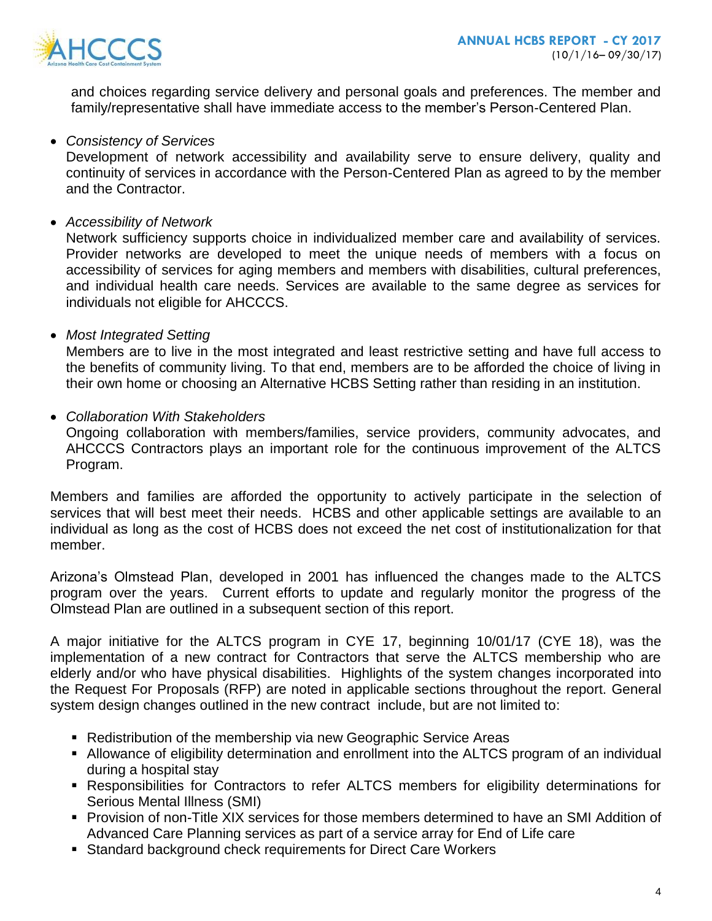and choices regarding service delivery and personal goals and preferences. The member and family/representative shall have immediate access to the member's Person-Centered Plan.

- *Consistency of Services*
  Development of network accessibility and availability serve to ensure delivery, quality and continuity of services in accordance with the Person-Centered Plan as agreed to by the member and the Contractor.

- *Accessibility of Network*
  Network sufficiency supports choice in individualized member care and availability of services. Provider networks are developed to meet the unique needs of members with a focus on accessibility of services for aging members and members with disabilities, cultural preferences, and individual health care needs. Services are available to the same degree as services for individuals not eligible for AHCCCS.

- *Most Integrated Setting*
  Members are to live in the most integrated and least restrictive setting and have full access to the benefits of community living. To that end, members are to be afforded the choice of living in their own home or choosing an Alternative HCBS Setting rather than residing in an institution.

- *Collaboration With Stakeholders*
  Ongoing collaboration with members/families, service providers, community advocates, and AHCCCS Contractors plays an important role for the continuous improvement of the ALTCS Program.

Members and families are afforded the opportunity to actively participate in the selection of services that will best meet their needs. HCBS and other applicable settings are available to an individual as long as the cost of HCBS does not exceed the net cost of institutionalization for that member.

Arizona's Olmstead Plan, developed in 2001 has influenced the changes made to the ALTCS program over the years. Current efforts to update and regularly monitor the progress of the Olmstead Plan are outlined in a subsequent section of this report.

A major initiative for the ALTCS program in CYE 17, beginning 10/01/17 (CYE 18), was the implementation of a new contract for Contractors that serve the ALTCS membership who are elderly and/or who have physical disabilities. Highlights of the system changes incorporated into the Request For Proposals (RFP) are noted in applicable sections throughout the report. General system design changes outlined in the new contract include, but are not limited to:

- Redistribution of the membership via new Geographic Service Areas
- Allowance of eligibility determination and enrollment into the ALTCS program of an individual during a hospital stay
- Responsibilities for Contractors to refer ALTCS members for eligibility determinations for Serious Mental Illness (SMI)
- Provision of non-Title XIX services for those members determined to have an SMI Addition of Advanced Care Planning services as part of a service array for End of Life care
- Standard background check requirements for Direct Care Workers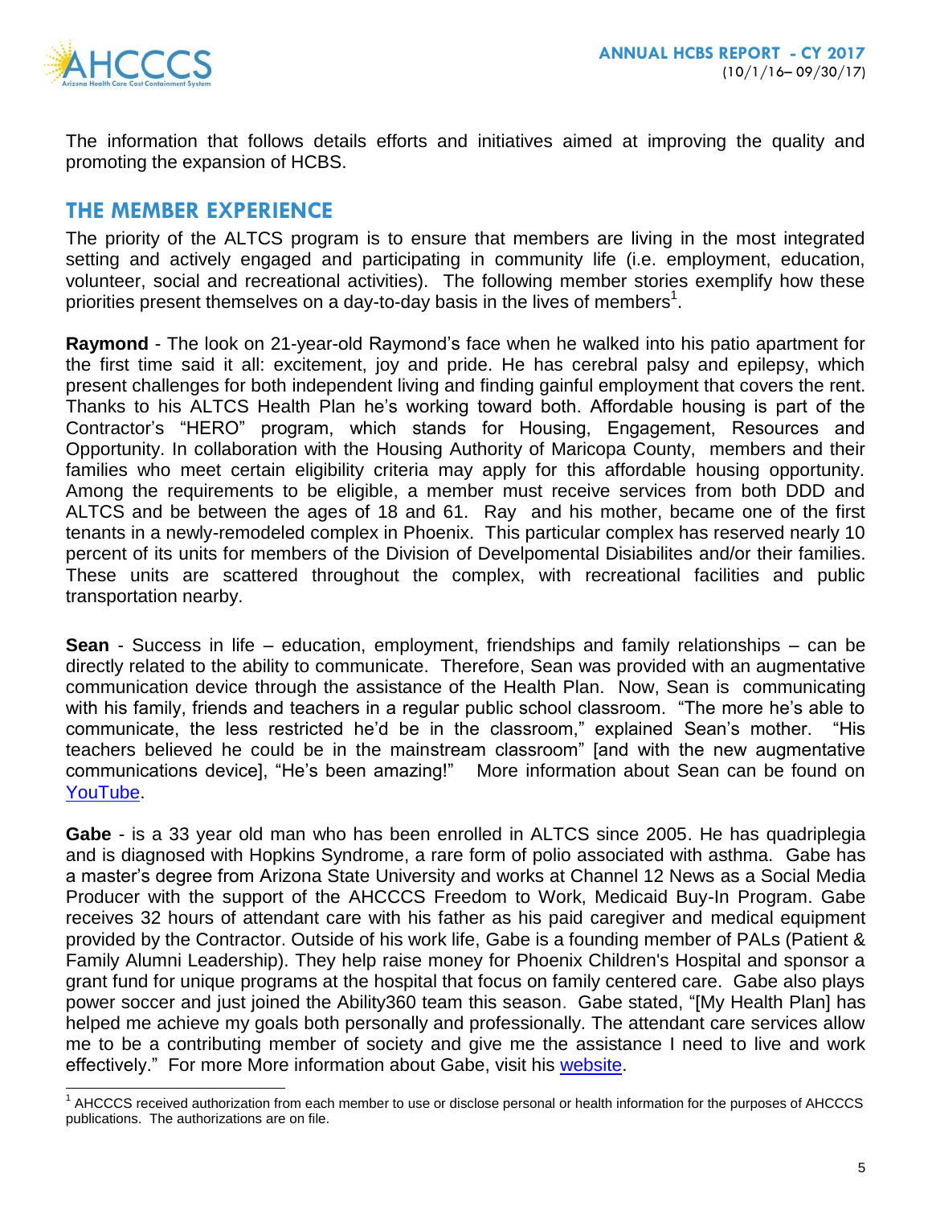The information that follows details efforts and initiatives aimed at improving the quality and promoting the expansion of HCBS.

## THE MEMBER EXPERIENCE

The priority of the ALTCS program is to ensure that members are living in the most integrated setting and actively engaged and participating in community life (i.e. employment, education, volunteer, social and recreational activities). The following member stories exemplify how these priorities present themselves on a day-to-day basis in the lives of members[1].

**Raymond** - The look on 21-year-old Raymond's face when he walked into his patio apartment for the first time said it all: excitement, joy and pride. He has cerebral palsy and epilepsy, which present challenges for both independent living and finding gainful employment that covers the rent. Thanks to his ALTCS Health Plan he's working toward both. Affordable housing is part of the Contractor's "HERO" program, which stands for Housing, Engagement, Resources and Opportunity. In collaboration with the Housing Authority of Maricopa County, members and their families who meet certain eligibility criteria may apply for this affordable housing opportunity. Among the requirements to be eligible, a member must receive services from both DDD and ALTCS and be between the ages of 18 and 61. Ray and his mother, became one of the first tenants in a newly-remodeled complex in Phoenix. This particular complex has reserved nearly 10 percent of its units for members of the Division of Develpomental Disiabilites and/or their families. These units are scattered throughout the complex, with recreational facilities and public transportation nearby.

**Sean** - Success in life – education, employment, friendships and family relationships – can be directly related to the ability to communicate. Therefore, Sean was provided with an augmentative communication device through the assistance of the Health Plan. Now, Sean is communicating with his family, friends and teachers in a regular public school classroom. "The more he's able to communicate, the less restricted he'd be in the classroom," explained Sean's mother. "His teachers believed he could be in the mainstream classroom" [and with the new augmentative communications device], "He's been amazing!" More information about Sean can be found on YouTube.

**Gabe** - is a 33 year old man who has been enrolled in ALTCS since 2005. He has quadriplegia and is diagnosed with Hopkins Syndrome, a rare form of polio associated with asthma. Gabe has a master's degree from Arizona State University and works at Channel 12 News as a Social Media Producer with the support of the AHCCCS Freedom to Work, Medicaid Buy-In Program. Gabe receives 32 hours of attendant care with his father as his paid caregiver and medical equipment provided by the Contractor. Outside of his work life, Gabe is a founding member of PALs (Patient & Family Alumni Leadership). They help raise money for Phoenix Children's Hospital and sponsor a grant fund for unique programs at the hospital that focus on family centered care. Gabe also plays power soccer and just joined the Ability360 team this season. Gabe stated, "[My Health Plan] has helped me achieve my goals both personally and professionally. The attendant care services allow me to be a contributing member of society and give me the assistance I need to live and work effectively." For more More information about Gabe, visit his website.

---

[1] AHCCCS received authorization from each member to use or disclose personal or health information for the purposes of AHCCCS publications. The authorizations are on file.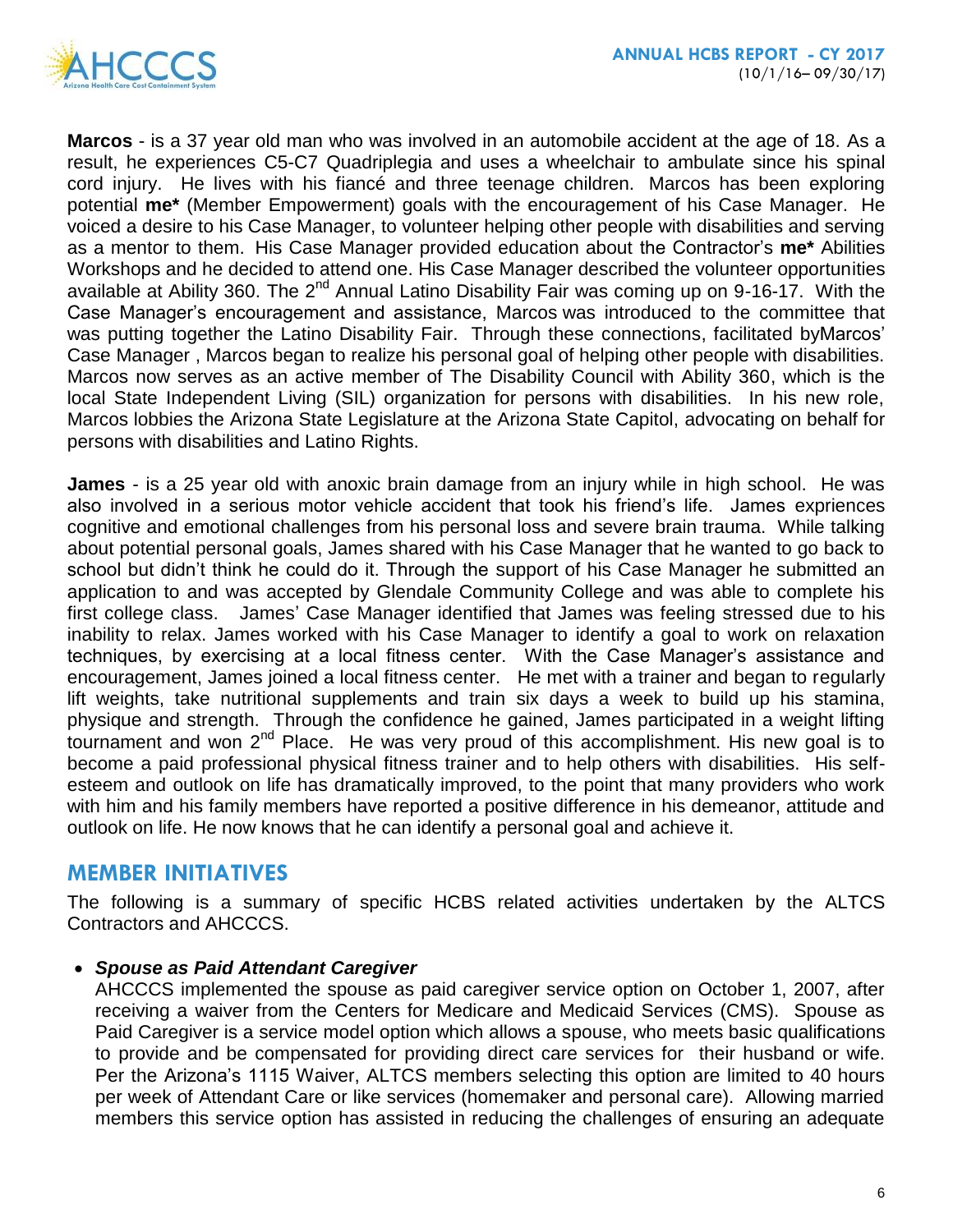**Marcos** - is a 37 year old man who was involved in an automobile accident at the age of 18. As a result, he experiences C5-C7 Quadriplegia and uses a wheelchair to ambulate since his spinal cord injury. He lives with his fiancé and three teenage children. Marcos has been exploring potential **me*** (Member Empowerment) goals with the encouragement of his Case Manager. He voiced a desire to his Case Manager, to volunteer helping other people with disabilities and serving as a mentor to them. His Case Manager provided education about the Contractor's **me*** Abilities Workshops and he decided to attend one. His Case Manager described the volunteer opportunities available at Ability 360. The 2nd Annual Latino Disability Fair was coming up on 9-16-17. With the Case Manager's encouragement and assistance, Marcos was introduced to the committee that was putting together the Latino Disability Fair. Through these connections, facilitated byMarcos' Case Manager , Marcos began to realize his personal goal of helping other people with disabilities. Marcos now serves as an active member of The Disability Council with Ability 360, which is the local State Independent Living (SIL) organization for persons with disabilities. In his new role, Marcos lobbies the Arizona State Legislature at the Arizona State Capitol, advocating on behalf for persons with disabilities and Latino Rights.

**James** - is a 25 year old with anoxic brain damage from an injury while in high school. He was also involved in a serious motor vehicle accident that took his friend's life. James experiences cognitive and emotional challenges from his personal loss and severe brain trauma. While talking about potential personal goals, James shared with his Case Manager that he wanted to go back to school but didn't think he could do it. Through the support of his Case Manager he submitted an application to and was accepted by Glendale Community College and was able to complete his first college class. James' Case Manager identified that James was feeling stressed due to his inability to relax. James worked with his Case Manager to identify a goal to work on relaxation techniques, by exercising at a local fitness center. With the Case Manager's assistance and encouragement, James joined a local fitness center. He met with a trainer and began to regularly lift weights, take nutritional supplements and train six days a week to build up his stamina, physique and strength. Through the confidence he gained, James participated in a weight lifting tournament and won 2nd Place. He was very proud of this accomplishment. His new goal is to become a paid professional physical fitness trainer and to help others with disabilities. His self-esteem and outlook on life has dramatically improved, to the point that many providers who work with him and his family members have reported a positive difference in his demeanor, attitude and outlook on life. He now knows that he can identify a personal goal and achieve it.

## MEMBER INITIATIVES

The following is a summary of specific HCBS related activities undertaken by the ALTCS Contractors and AHCCCS.

- ***Spouse as Paid Attendant Caregiver***
  AHCCCS implemented the spouse as paid caregiver service option on October 1, 2007, after receiving a waiver from the Centers for Medicare and Medicaid Services (CMS). Spouse as Paid Caregiver is a service model option which allows a spouse, who meets basic qualifications to provide and be compensated for providing direct care services for their husband or wife. Per the Arizona's 1115 Waiver, ALTCS members selecting this option are limited to 40 hours per week of Attendant Care or like services (homemaker and personal care). Allowing married members this service option has assisted in reducing the challenges of ensuring an adequate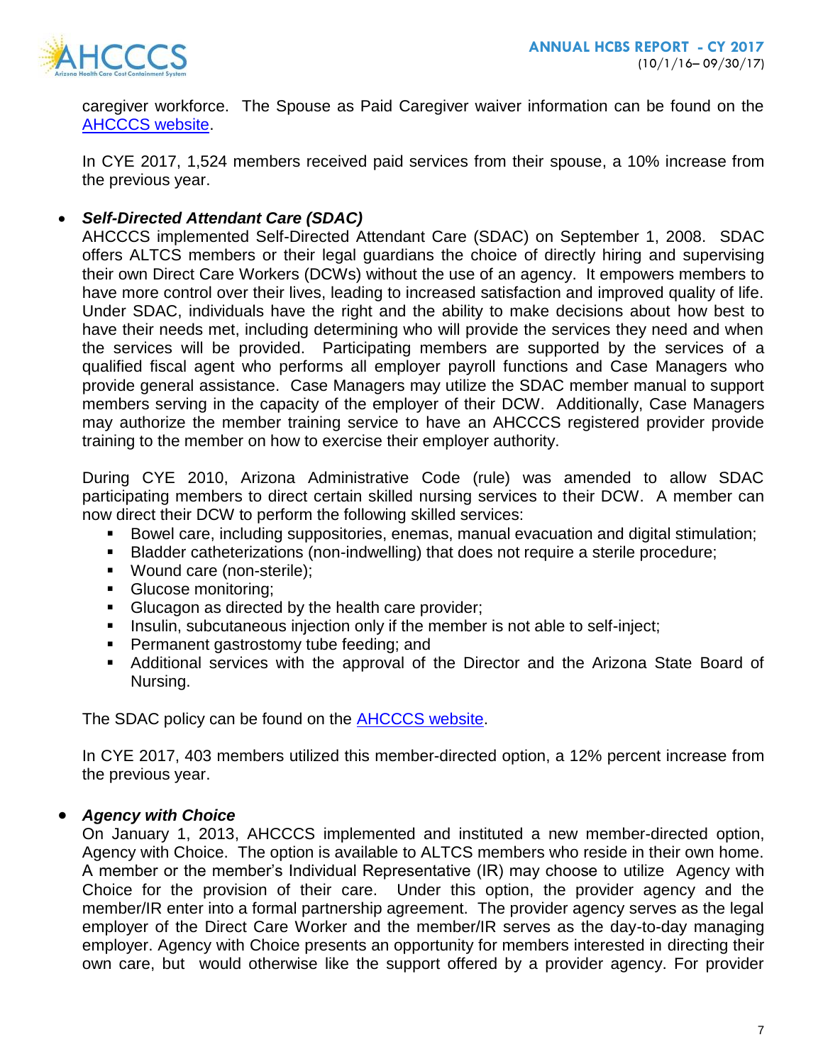caregiver workforce. The Spouse as Paid Caregiver waiver information can be found on the [AHCCCS website](#).

In CYE 2017, 1,524 members received paid services from their spouse, a 10% increase from the previous year.

- ***Self-Directed Attendant Care (SDAC)***

  AHCCCS implemented Self-Directed Attendant Care (SDAC) on September 1, 2008. SDAC offers ALTCS members or their legal guardians the choice of directly hiring and supervising their own Direct Care Workers (DCWs) without the use of an agency. It empowers members to have more control over their lives, leading to increased satisfaction and improved quality of life. Under SDAC, individuals have the right and the ability to make decisions about how best to have their needs met, including determining who will provide the services they need and when the services will be provided. Participating members are supported by the services of a qualified fiscal agent who performs all employer payroll functions and Case Managers who provide general assistance. Case Managers may utilize the SDAC member manual to support members serving in the capacity of the employer of their DCW. Additionally, Case Managers may authorize the member training service to have an AHCCCS registered provider provide training to the member on how to exercise their employer authority.

  During CYE 2010, Arizona Administrative Code (rule) was amended to allow SDAC participating members to direct certain skilled nursing services to their DCW. A member can now direct their DCW to perform the following skilled services:

  - Bowel care, including suppositories, enemas, manual evacuation and digital stimulation;
  - Bladder catheterizations (non-indwelling) that does not require a sterile procedure;
  - Wound care (non-sterile);
  - Glucose monitoring;
  - Glucagon as directed by the health care provider;
  - Insulin, subcutaneous injection only if the member is not able to self-inject;
  - Permanent gastrostomy tube feeding; and
  - Additional services with the approval of the Director and the Arizona State Board of Nursing.

  The SDAC policy can be found on the [AHCCCS website](#).

  In CYE 2017, 403 members utilized this member-directed option, a 12% percent increase from the previous year.

- ***Agency with Choice***

  On January 1, 2013, AHCCCS implemented and instituted a new member-directed option, Agency with Choice. The option is available to ALTCS members who reside in their own home. A member or the member's Individual Representative (IR) may choose to utilize Agency with Choice for the provision of their care. Under this option, the provider agency and the member/IR enter into a formal partnership agreement. The provider agency serves as the legal employer of the Direct Care Worker and the member/IR serves as the day-to-day managing employer. Agency with Choice presents an opportunity for members interested in directing their own care, but would otherwise like the support offered by a provider agency. For provider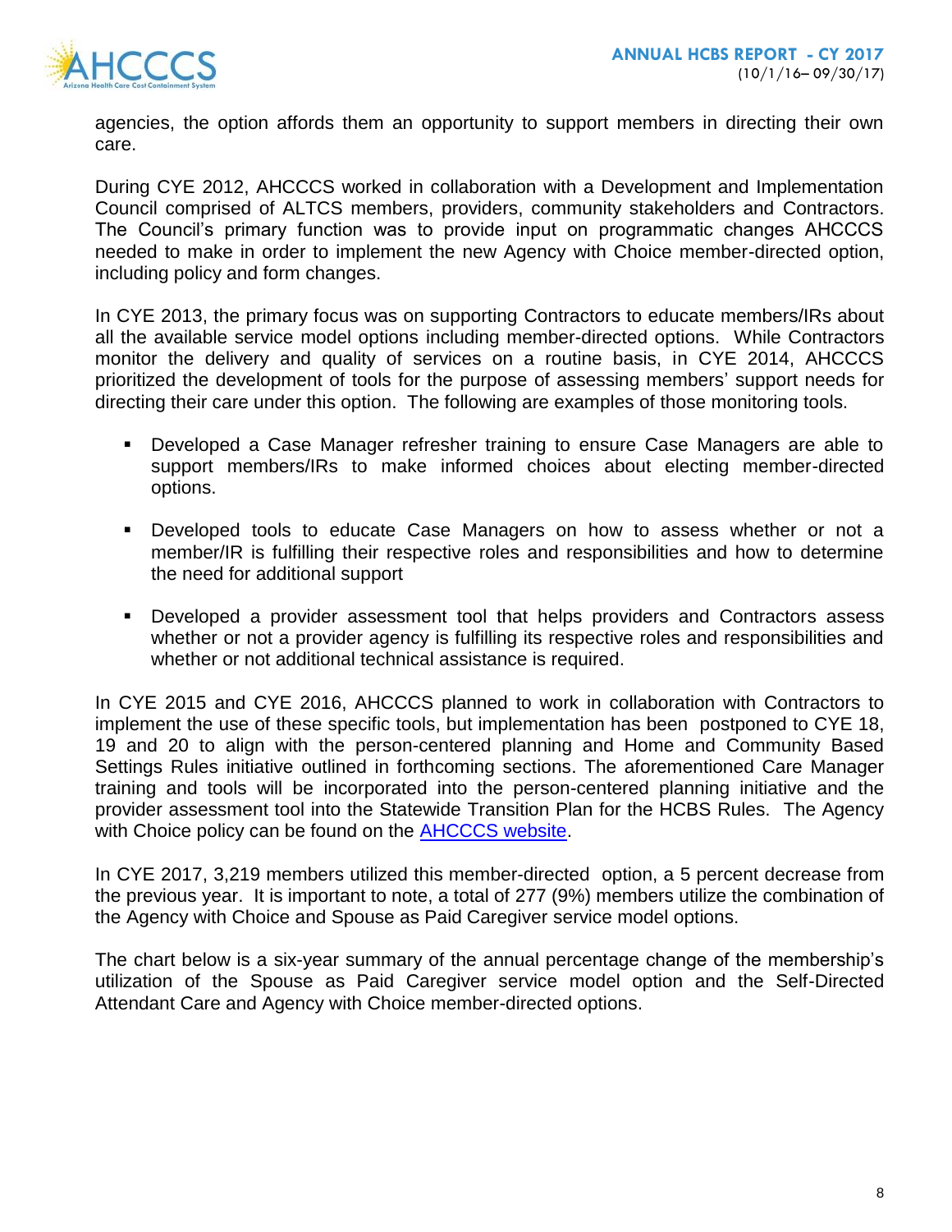agencies, the option affords them an opportunity to support members in directing their own care.

During CYE 2012, AHCCCS worked in collaboration with a Development and Implementation Council comprised of ALTCS members, providers, community stakeholders and Contractors. The Council's primary function was to provide input on programmatic changes AHCCCS needed to make in order to implement the new Agency with Choice member-directed option, including policy and form changes.

In CYE 2013, the primary focus was on supporting Contractors to educate members/IRs about all the available service model options including member-directed options. While Contractors monitor the delivery and quality of services on a routine basis, in CYE 2014, AHCCCS prioritized the development of tools for the purpose of assessing members' support needs for directing their care under this option. The following are examples of those monitoring tools.

- Developed a Case Manager refresher training to ensure Case Managers are able to support members/IRs to make informed choices about electing member-directed options.
- Developed tools to educate Case Managers on how to assess whether or not a member/IR is fulfilling their respective roles and responsibilities and how to determine the need for additional support
- Developed a provider assessment tool that helps providers and Contractors assess whether or not a provider agency is fulfilling its respective roles and responsibilities and whether or not additional technical assistance is required.

In CYE 2015 and CYE 2016, AHCCCS planned to work in collaboration with Contractors to implement the use of these specific tools, but implementation has been postponed to CYE 18, 19 and 20 to align with the person-centered planning and Home and Community Based Settings Rules initiative outlined in forthcoming sections. The aforementioned Care Manager training and tools will be incorporated into the person-centered planning initiative and the provider assessment tool into the Statewide Transition Plan for the HCBS Rules. The Agency with Choice policy can be found on the [AHCCCS website](AHCCCS website).

In CYE 2017, 3,219 members utilized this member-directed option, a 5 percent decrease from the previous year. It is important to note, a total of 277 (9%) members utilize the combination of the Agency with Choice and Spouse as Paid Caregiver service model options.

The chart below is a six-year summary of the annual percentage change of the membership's utilization of the Spouse as Paid Caregiver service model option and the Self-Directed Attendant Care and Agency with Choice member-directed options.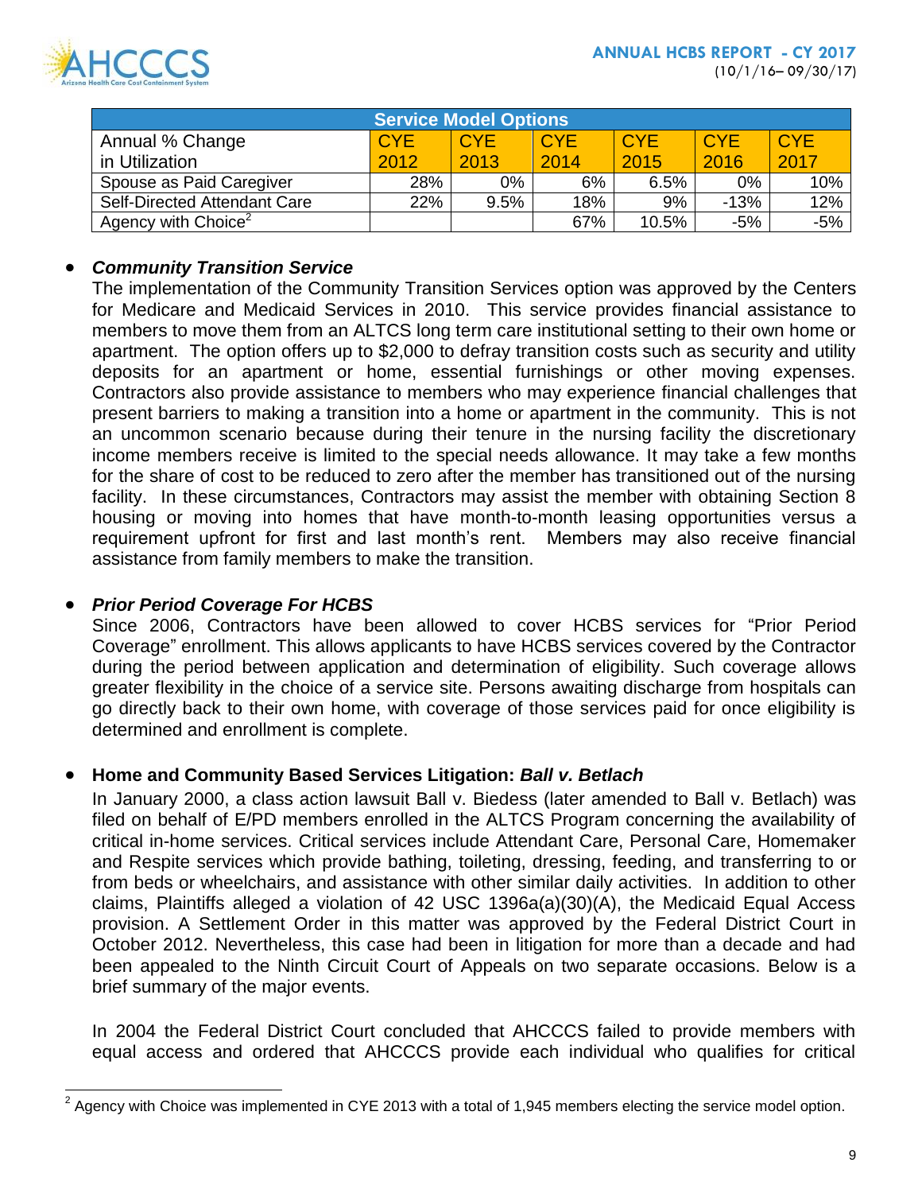| Service Model Options | | | | | | |
|---|---|---|---|---|---|---|
| Annual % Change in Utilization | CYE 2012 | CYE 2013 | CYE 2014 | CYE 2015 | CYE 2016 | CYE 2017 |
| Spouse as Paid Caregiver | 28% | 0% | 6% | 6.5% | 0% | 10% |
| Self-Directed Attendant Care | 22% | 9.5% | 18% | 9% | -13% | 12% |
| Agency with Choice[2] | | | 67% | 10.5% | -5% | -5% |

- ***Community Transition Service***

  The implementation of the Community Transition Services option was approved by the Centers for Medicare and Medicaid Services in 2010. This service provides financial assistance to members to move them from an ALTCS long term care institutional setting to their own home or apartment. The option offers up to $2,000 to defray transition costs such as security and utility deposits for an apartment or home, essential furnishings or other moving expenses. Contractors also provide assistance to members who may experience financial challenges that present barriers to making a transition into a home or apartment in the community. This is not an uncommon scenario because during their tenure in the nursing facility the discretionary income members receive is limited to the special needs allowance. It may take a few months for the share of cost to be reduced to zero after the member has transitioned out of the nursing facility. In these circumstances, Contractors may assist the member with obtaining Section 8 housing or moving into homes that have month-to-month leasing opportunities versus a requirement upfront for first and last month's rent. Members may also receive financial assistance from family members to make the transition.

- ***Prior Period Coverage For HCBS***

  Since 2006, Contractors have been allowed to cover HCBS services for "Prior Period Coverage" enrollment. This allows applicants to have HCBS services covered by the Contractor during the period between application and determination of eligibility. Such coverage allows greater flexibility in the choice of a service site. Persons awaiting discharge from hospitals can go directly back to their own home, with coverage of those services paid for once eligibility is determined and enrollment is complete.

- **Home and Community Based Services Litigation: *Ball v. Betlach***

  In January 2000, a class action lawsuit Ball v. Biedess (later amended to Ball v. Betlach) was filed on behalf of E/PD members enrolled in the ALTCS Program concerning the availability of critical in-home services. Critical services include Attendant Care, Personal Care, Homemaker and Respite services which provide bathing, toileting, dressing, feeding, and transferring to or from beds or wheelchairs, and assistance with other similar daily activities. In addition to other claims, Plaintiffs alleged a violation of 42 USC 1396a(a)(30)(A), the Medicaid Equal Access provision. A Settlement Order in this matter was approved by the Federal District Court in October 2012. Nevertheless, this case had been in litigation for more than a decade and had been appealed to the Ninth Circuit Court of Appeals on two separate occasions. Below is a brief summary of the major events.

  In 2004 the Federal District Court concluded that AHCCCS failed to provide members with equal access and ordered that AHCCCS provide each individual who qualifies for critical

[2] Agency with Choice was implemented in CYE 2013 with a total of 1,945 members electing the service model option.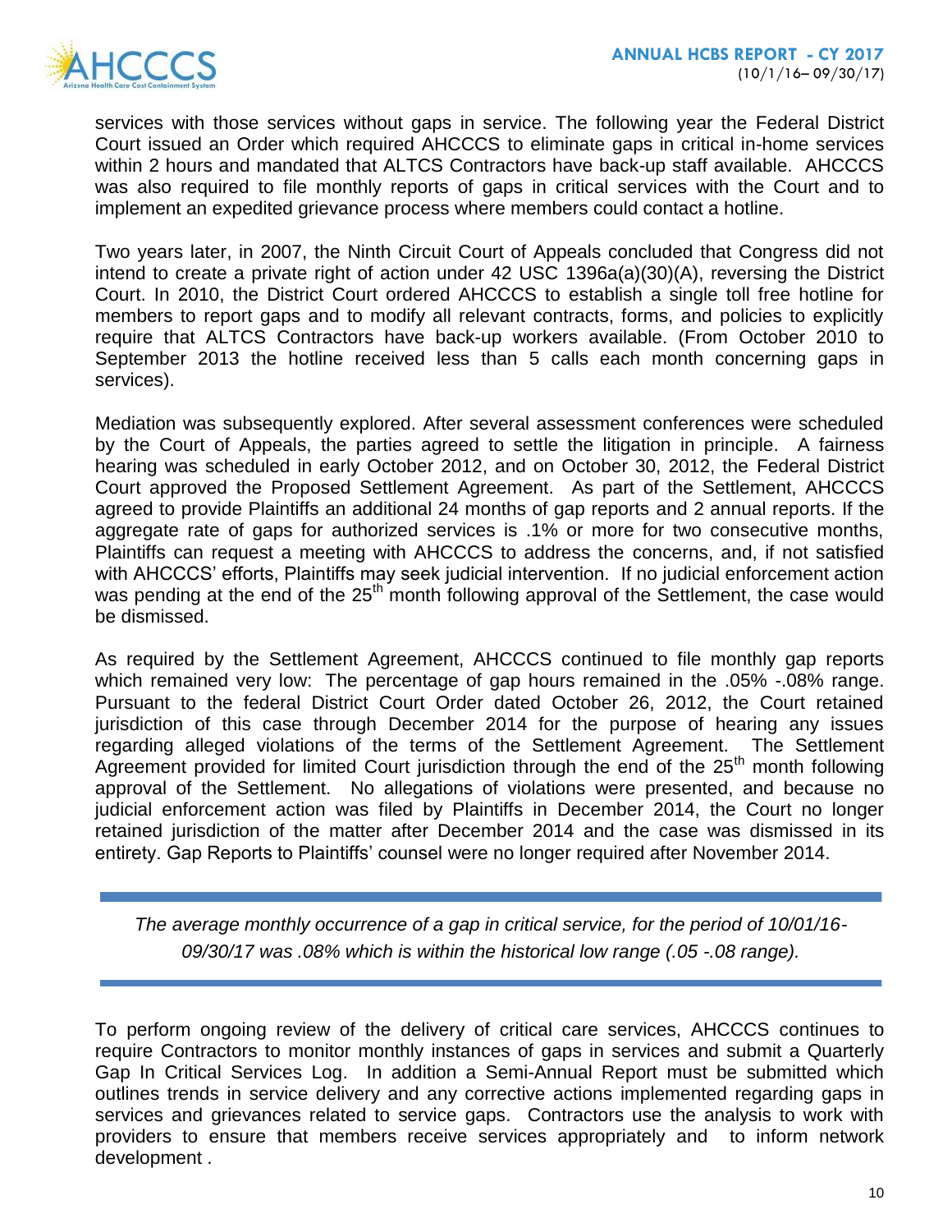services with those services without gaps in service. The following year the Federal District Court issued an Order which required AHCCCS to eliminate gaps in critical in-home services within 2 hours and mandated that ALTCS Contractors have back-up staff available. AHCCCS was also required to file monthly reports of gaps in critical services with the Court and to implement an expedited grievance process where members could contact a hotline.

Two years later, in 2007, the Ninth Circuit Court of Appeals concluded that Congress did not intend to create a private right of action under 42 USC 1396a(a)(30)(A), reversing the District Court. In 2010, the District Court ordered AHCCCS to establish a single toll free hotline for members to report gaps and to modify all relevant contracts, forms, and policies to explicitly require that ALTCS Contractors have back-up workers available. (From October 2010 to September 2013 the hotline received less than 5 calls each month concerning gaps in services).

Mediation was subsequently explored. After several assessment conferences were scheduled by the Court of Appeals, the parties agreed to settle the litigation in principle. A fairness hearing was scheduled in early October 2012, and on October 30, 2012, the Federal District Court approved the Proposed Settlement Agreement. As part of the Settlement, AHCCCS agreed to provide Plaintiffs an additional 24 months of gap reports and 2 annual reports. If the aggregate rate of gaps for authorized services is .1% or more for two consecutive months, Plaintiffs can request a meeting with AHCCCS to address the concerns, and, if not satisfied with AHCCCS' efforts, Plaintiffs may seek judicial intervention. If no judicial enforcement action was pending at the end of the 25th month following approval of the Settlement, the case would be dismissed.

As required by the Settlement Agreement, AHCCCS continued to file monthly gap reports which remained very low: The percentage of gap hours remained in the .05% -.08% range. Pursuant to the federal District Court Order dated October 26, 2012, the Court retained jurisdiction of this case through December 2014 for the purpose of hearing any issues regarding alleged violations of the terms of the Settlement Agreement. The Settlement Agreement provided for limited Court jurisdiction through the end of the 25th month following approval of the Settlement. No allegations of violations were presented, and because no judicial enforcement action was filed by Plaintiffs in December 2014, the Court no longer retained jurisdiction of the matter after December 2014 and the case was dismissed in its entirety. Gap Reports to Plaintiffs' counsel were no longer required after November 2014.

---

*The average monthly occurrence of a gap in critical service, for the period of 10/01/16-09/30/17 was .08% which is within the historical low range (.05 -.08 range).*

---

To perform ongoing review of the delivery of critical care services, AHCCCS continues to require Contractors to monitor monthly instances of gaps in services and submit a Quarterly Gap In Critical Services Log. In addition a Semi-Annual Report must be submitted which outlines trends in service delivery and any corrective actions implemented regarding gaps in services and grievances related to service gaps. Contractors use the analysis to work with providers to ensure that members receive services appropriately and to inform network development .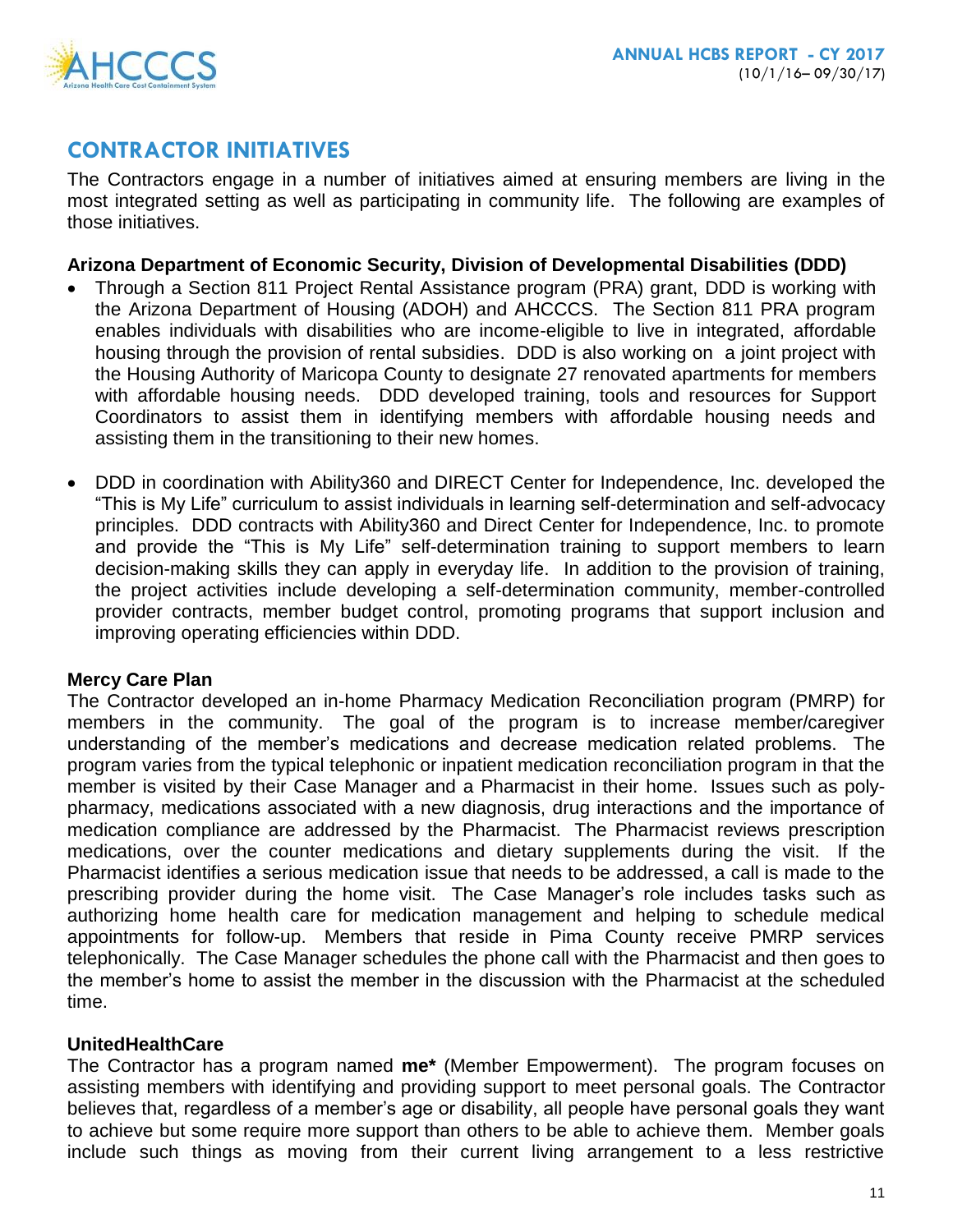## CONTRACTOR INITIATIVES

The Contractors engage in a number of initiatives aimed at ensuring members are living in the most integrated setting as well as participating in community life. The following are examples of those initiatives.

**Arizona Department of Economic Security, Division of Developmental Disabilities (DDD)**

- Through a Section 811 Project Rental Assistance program (PRA) grant, DDD is working with the Arizona Department of Housing (ADOH) and AHCCCS. The Section 811 PRA program enables individuals with disabilities who are income-eligible to live in integrated, affordable housing through the provision of rental subsidies. DDD is also working on a joint project with the Housing Authority of Maricopa County to designate 27 renovated apartments for members with affordable housing needs. DDD developed training, tools and resources for Support Coordinators to assist them in identifying members with affordable housing needs and assisting them in the transitioning to their new homes.

- DDD in coordination with Ability360 and DIRECT Center for Independence, Inc. developed the "This is My Life" curriculum to assist individuals in learning self-determination and self-advocacy principles. DDD contracts with Ability360 and Direct Center for Independence, Inc. to promote and provide the "This is My Life" self-determination training to support members to learn decision-making skills they can apply in everyday life. In addition to the provision of training, the project activities include developing a self-determination community, member-controlled provider contracts, member budget control, promoting programs that support inclusion and improving operating efficiencies within DDD.

**Mercy Care Plan**

The Contractor developed an in-home Pharmacy Medication Reconciliation program (PMRP) for members in the community. The goal of the program is to increase member/caregiver understanding of the member's medications and decrease medication related problems. The program varies from the typical telephonic or inpatient medication reconciliation program in that the member is visited by their Case Manager and a Pharmacist in their home. Issues such as poly-pharmacy, medications associated with a new diagnosis, drug interactions and the importance of medication compliance are addressed by the Pharmacist. The Pharmacist reviews prescription medications, over the counter medications and dietary supplements during the visit. If the Pharmacist identifies a serious medication issue that needs to be addressed, a call is made to the prescribing provider during the home visit. The Case Manager's role includes tasks such as authorizing home health care for medication management and helping to schedule medical appointments for follow-up. Members that reside in Pima County receive PMRP services telephonically. The Case Manager schedules the phone call with the Pharmacist and then goes to the member's home to assist the member in the discussion with the Pharmacist at the scheduled time.

**UnitedHealthCare**

The Contractor has a program named **me*** (Member Empowerment). The program focuses on assisting members with identifying and providing support to meet personal goals. The Contractor believes that, regardless of a member's age or disability, all people have personal goals they want to achieve but some require more support than others to be able to achieve them. Member goals include such things as moving from their current living arrangement to a less restrictive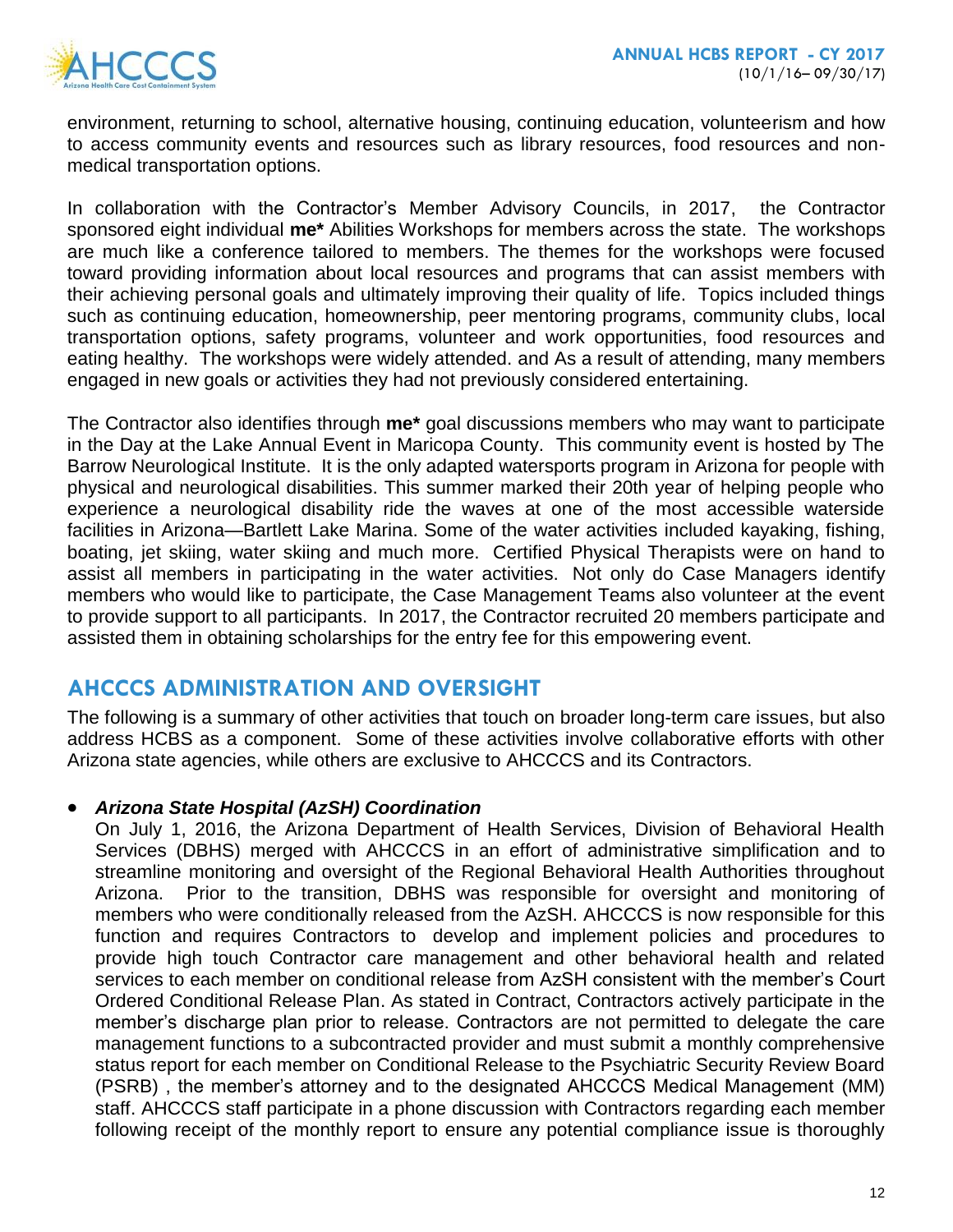environment, returning to school, alternative housing, continuing education, volunteerism and how to access community events and resources such as library resources, food resources and non-medical transportation options.

In collaboration with the Contractor's Member Advisory Councils, in 2017, the Contractor sponsored eight individual **me*** Abilities Workshops for members across the state. The workshops are much like a conference tailored to members. The themes for the workshops were focused toward providing information about local resources and programs that can assist members with their achieving personal goals and ultimately improving their quality of life. Topics included things such as continuing education, homeownership, peer mentoring programs, community clubs, local transportation options, safety programs, volunteer and work opportunities, food resources and eating healthy. The workshops were widely attended. and As a result of attending, many members engaged in new goals or activities they had not previously considered entertaining.

The Contractor also identifies through **me*** goal discussions members who may want to participate in the Day at the Lake Annual Event in Maricopa County. This community event is hosted by The Barrow Neurological Institute. It is the only adapted watersports program in Arizona for people with physical and neurological disabilities. This summer marked their 20th year of helping people who experience a neurological disability ride the waves at one of the most accessible waterside facilities in Arizona—Bartlett Lake Marina. Some of the water activities included kayaking, fishing, boating, jet skiing, water skiing and much more. Certified Physical Therapists were on hand to assist all members in participating in the water activities. Not only do Case Managers identify members who would like to participate, the Case Management Teams also volunteer at the event to provide support to all participants. In 2017, the Contractor recruited 20 members participate and assisted them in obtaining scholarships for the entry fee for this empowering event.

## AHCCCS ADMINISTRATION AND OVERSIGHT

The following is a summary of other activities that touch on broader long-term care issues, but also address HCBS as a component. Some of these activities involve collaborative efforts with other Arizona state agencies, while others are exclusive to AHCCCS and its Contractors.

- ***Arizona State Hospital (AzSH) Coordination***

  On July 1, 2016, the Arizona Department of Health Services, Division of Behavioral Health Services (DBHS) merged with AHCCCS in an effort of administrative simplification and to streamline monitoring and oversight of the Regional Behavioral Health Authorities throughout Arizona. Prior to the transition, DBHS was responsible for oversight and monitoring of members who were conditionally released from the AzSH. AHCCCS is now responsible for this function and requires Contractors to develop and implement policies and procedures to provide high touch Contractor care management and other behavioral health and related services to each member on conditional release from AzSH consistent with the member's Court Ordered Conditional Release Plan. As stated in Contract, Contractors actively participate in the member's discharge plan prior to release. Contractors are not permitted to delegate the care management functions to a subcontracted provider and must submit a monthly comprehensive status report for each member on Conditional Release to the Psychiatric Security Review Board (PSRB) , the member's attorney and to the designated AHCCCS Medical Management (MM) staff. AHCCCS staff participate in a phone discussion with Contractors regarding each member following receipt of the monthly report to ensure any potential compliance issue is thoroughly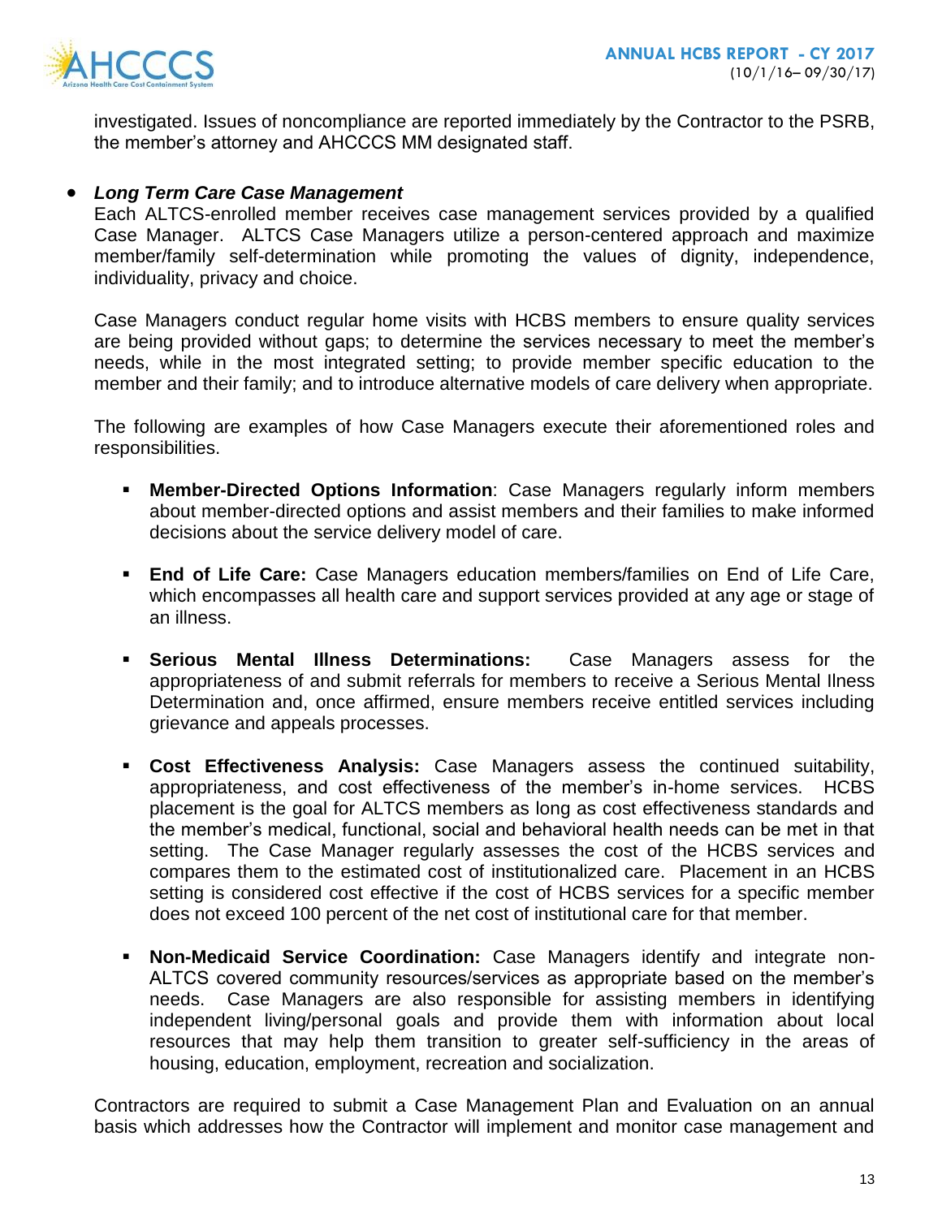investigated. Issues of noncompliance are reported immediately by the Contractor to the PSRB, the member's attorney and AHCCCS MM designated staff.

- ***Long Term Care Case Management***

  Each ALTCS-enrolled member receives case management services provided by a qualified Case Manager. ALTCS Case Managers utilize a person-centered approach and maximize member/family self-determination while promoting the values of dignity, independence, individuality, privacy and choice.

  Case Managers conduct regular home visits with HCBS members to ensure quality services are being provided without gaps; to determine the services necessary to meet the member's needs, while in the most integrated setting; to provide member specific education to the member and their family; and to introduce alternative models of care delivery when appropriate.

  The following are examples of how Case Managers execute their aforementioned roles and responsibilities.

  - **Member-Directed Options Information**: Case Managers regularly inform members about member-directed options and assist members and their families to make informed decisions about the service delivery model of care.

  - **End of Life Care:** Case Managers education members/families on End of Life Care, which encompasses all health care and support services provided at any age or stage of an illness.

  - **Serious Mental Illness Determinations:** Case Managers assess for the appropriateness of and submit referrals for members to receive a Serious Mental Ilness Determination and, once affirmed, ensure members receive entitled services including grievance and appeals processes.

  - **Cost Effectiveness Analysis:** Case Managers assess the continued suitability, appropriateness, and cost effectiveness of the member's in-home services. HCBS placement is the goal for ALTCS members as long as cost effectiveness standards and the member's medical, functional, social and behavioral health needs can be met in that setting. The Case Manager regularly assesses the cost of the HCBS services and compares them to the estimated cost of institutionalized care. Placement in an HCBS setting is considered cost effective if the cost of HCBS services for a specific member does not exceed 100 percent of the net cost of institutional care for that member.

  - **Non-Medicaid Service Coordination:** Case Managers identify and integrate non-ALTCS covered community resources/services as appropriate based on the member's needs. Case Managers are also responsible for assisting members in identifying independent living/personal goals and provide them with information about local resources that may help them transition to greater self-sufficiency in the areas of housing, education, employment, recreation and socialization.

  Contractors are required to submit a Case Management Plan and Evaluation on an annual basis which addresses how the Contractor will implement and monitor case management and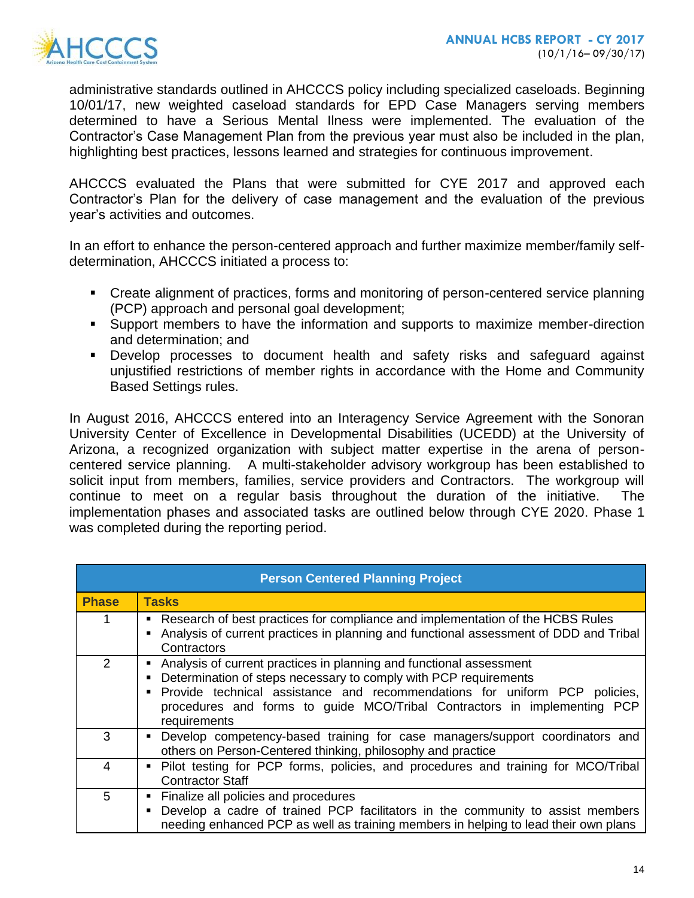administrative standards outlined in AHCCCS policy including specialized caseloads. Beginning 10/01/17, new weighted caseload standards for EPD Case Managers serving members determined to have a Serious Mental Ilness were implemented. The evaluation of the Contractor's Case Management Plan from the previous year must also be included in the plan, highlighting best practices, lessons learned and strategies for continuous improvement.

AHCCCS evaluated the Plans that were submitted for CYE 2017 and approved each Contractor's Plan for the delivery of case management and the evaluation of the previous year's activities and outcomes.

In an effort to enhance the person-centered approach and further maximize member/family self-determination, AHCCCS initiated a process to:

- Create alignment of practices, forms and monitoring of person-centered service planning (PCP) approach and personal goal development;
- Support members to have the information and supports to maximize member-direction and determination; and
- Develop processes to document health and safety risks and safeguard against unjustified restrictions of member rights in accordance with the Home and Community Based Settings rules.

In August 2016, AHCCCS entered into an Interagency Service Agreement with the Sonoran University Center of Excellence in Developmental Disabilities (UCEDD) at the University of Arizona, a recognized organization with subject matter expertise in the arena of person-centered service planning. A multi-stakeholder advisory workgroup has been established to solicit input from members, families, service providers and Contractors. The workgroup will continue to meet on a regular basis throughout the duration of the initiative. The implementation phases and associated tasks are outlined below through CYE 2020. Phase 1 was completed during the reporting period.

| Person Centered Planning Project | |
|---|---|
| **Phase** | **Tasks** |
| 1 | ▪ Research of best practices for compliance and implementation of the HCBS Rules<br>▪ Analysis of current practices in planning and functional assessment of DDD and Tribal Contractors |
| 2 | ▪ Analysis of current practices in planning and functional assessment<br>▪ Determination of steps necessary to comply with PCP requirements<br>▪ Provide technical assistance and recommendations for uniform PCP policies, procedures and forms to guide MCO/Tribal Contractors in implementing PCP requirements |
| 3 | ▪ Develop competency-based training for case managers/support coordinators and others on Person-Centered thinking, philosophy and practice |
| 4 | ▪ Pilot testing for PCP forms, policies, and procedures and training for MCO/Tribal Contractor Staff |
| 5 | ▪ Finalize all policies and procedures<br>▪ Develop a cadre of trained PCP facilitators in the community to assist members needing enhanced PCP as well as training members in helping to lead their own plans |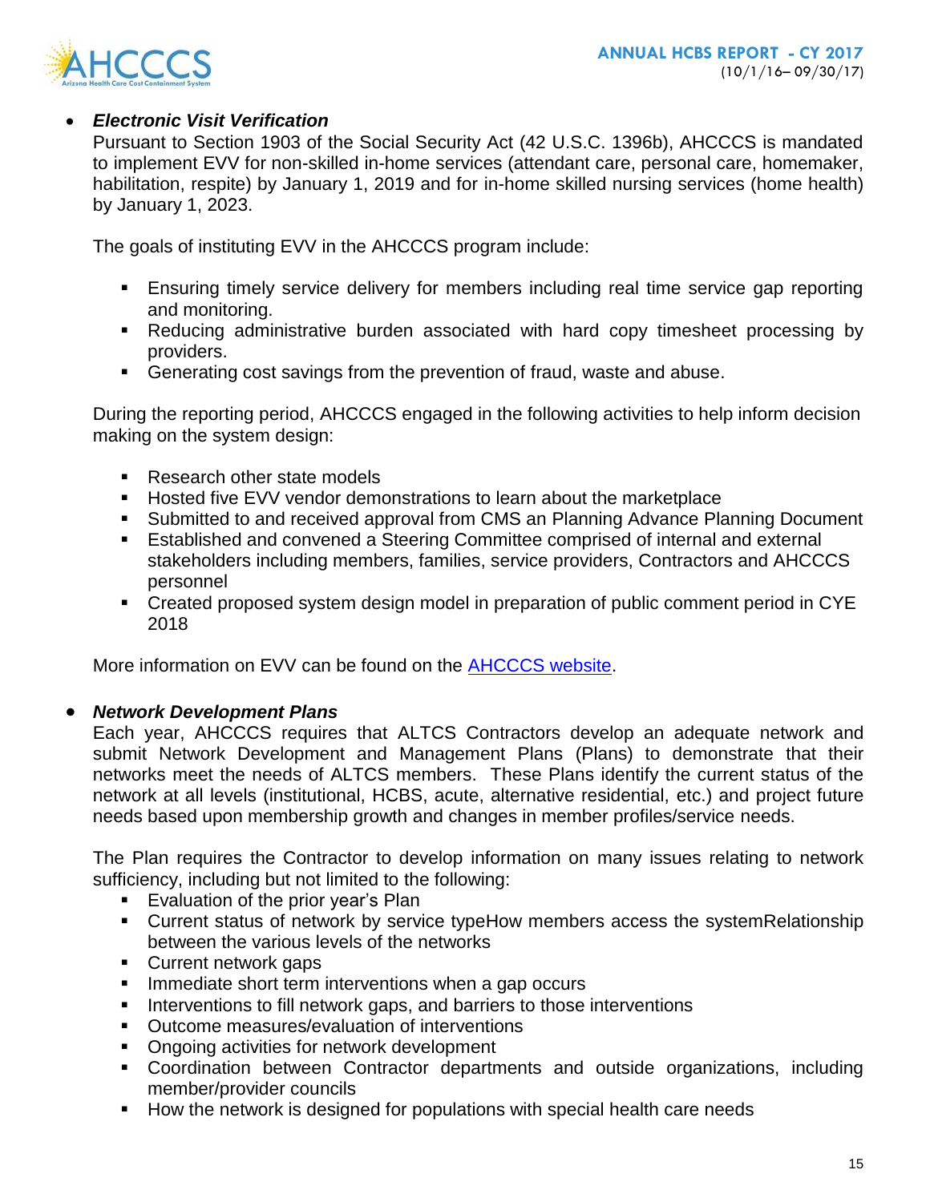- ***Electronic Visit Verification***

  Pursuant to Section 1903 of the Social Security Act (42 U.S.C. 1396b), AHCCCS is mandated to implement EVV for non-skilled in-home services (attendant care, personal care, homemaker, habilitation, respite) by January 1, 2019 and for in-home skilled nursing services (home health) by January 1, 2023.

  The goals of instituting EVV in the AHCCCS program include:

  - Ensuring timely service delivery for members including real time service gap reporting and monitoring.
  - Reducing administrative burden associated with hard copy timesheet processing by providers.
  - Generating cost savings from the prevention of fraud, waste and abuse.

  During the reporting period, AHCCCS engaged in the following activities to help inform decision making on the system design:

  - Research other state models
  - Hosted five EVV vendor demonstrations to learn about the marketplace
  - Submitted to and received approval from CMS an Planning Advance Planning Document
  - Established and convened a Steering Committee comprised of internal and external stakeholders including members, families, service providers, Contractors and AHCCCS personnel
  - Created proposed system design model in preparation of public comment period in CYE 2018

  More information on EVV can be found on the [AHCCCS website](#).

- ***Network Development Plans***

  Each year, AHCCCS requires that ALTCS Contractors develop an adequate network and submit Network Development and Management Plans (Plans) to demonstrate that their networks meet the needs of ALTCS members. These Plans identify the current status of the network at all levels (institutional, HCBS, acute, alternative residential, etc.) and project future needs based upon membership growth and changes in member profiles/service needs.

  The Plan requires the Contractor to develop information on many issues relating to network sufficiency, including but not limited to the following:

  - Evaluation of the prior year's Plan
  - Current status of network by service typeHow members access the systemRelationship between the various levels of the networks
  - Current network gaps
  - Immediate short term interventions when a gap occurs
  - Interventions to fill network gaps, and barriers to those interventions
  - Outcome measures/evaluation of interventions
  - Ongoing activities for network development
  - Coordination between Contractor departments and outside organizations, including member/provider councils
  - How the network is designed for populations with special health care needs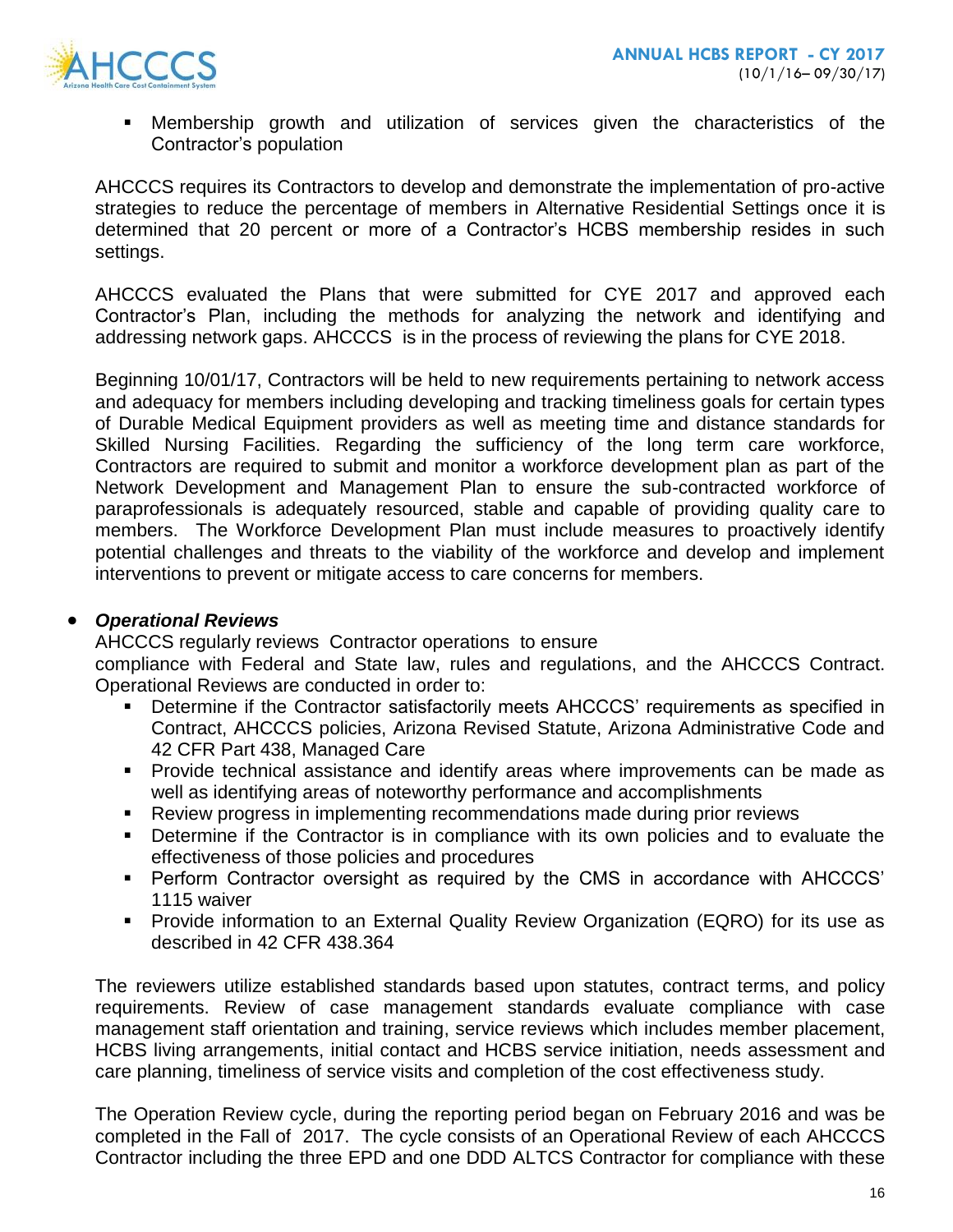- Membership growth and utilization of services given the characteristics of the Contractor's population

AHCCCS requires its Contractors to develop and demonstrate the implementation of pro-active strategies to reduce the percentage of members in Alternative Residential Settings once it is determined that 20 percent or more of a Contractor's HCBS membership resides in such settings.

AHCCCS evaluated the Plans that were submitted for CYE 2017 and approved each Contractor's Plan, including the methods for analyzing the network and identifying and addressing network gaps. AHCCCS is in the process of reviewing the plans for CYE 2018.

Beginning 10/01/17, Contractors will be held to new requirements pertaining to network access and adequacy for members including developing and tracking timeliness goals for certain types of Durable Medical Equipment providers as well as meeting time and distance standards for Skilled Nursing Facilities. Regarding the sufficiency of the long term care workforce, Contractors are required to submit and monitor a workforce development plan as part of the Network Development and Management Plan to ensure the sub-contracted workforce of paraprofessionals is adequately resourced, stable and capable of providing quality care to members. The Workforce Development Plan must include measures to proactively identify potential challenges and threats to the viability of the workforce and develop and implement interventions to prevent or mitigate access to care concerns for members.

- ***Operational Reviews***

  AHCCCS regularly reviews Contractor operations to ensure compliance with Federal and State law, rules and regulations, and the AHCCCS Contract. Operational Reviews are conducted in order to:
  - Determine if the Contractor satisfactorily meets AHCCCS' requirements as specified in Contract, AHCCCS policies, Arizona Revised Statute, Arizona Administrative Code and 42 CFR Part 438, Managed Care
  - Provide technical assistance and identify areas where improvements can be made as well as identifying areas of noteworthy performance and accomplishments
  - Review progress in implementing recommendations made during prior reviews
  - Determine if the Contractor is in compliance with its own policies and to evaluate the effectiveness of those policies and procedures
  - Perform Contractor oversight as required by the CMS in accordance with AHCCCS' 1115 waiver
  - Provide information to an External Quality Review Organization (EQRO) for its use as described in 42 CFR 438.364

The reviewers utilize established standards based upon statutes, contract terms, and policy requirements. Review of case management standards evaluate compliance with case management staff orientation and training, service reviews which includes member placement, HCBS living arrangements, initial contact and HCBS service initiation, needs assessment and care planning, timeliness of service visits and completion of the cost effectiveness study.

The Operation Review cycle, during the reporting period began on February 2016 and was be completed in the Fall of 2017. The cycle consists of an Operational Review of each AHCCCS Contractor including the three EPD and one DDD ALTCS Contractor for compliance with these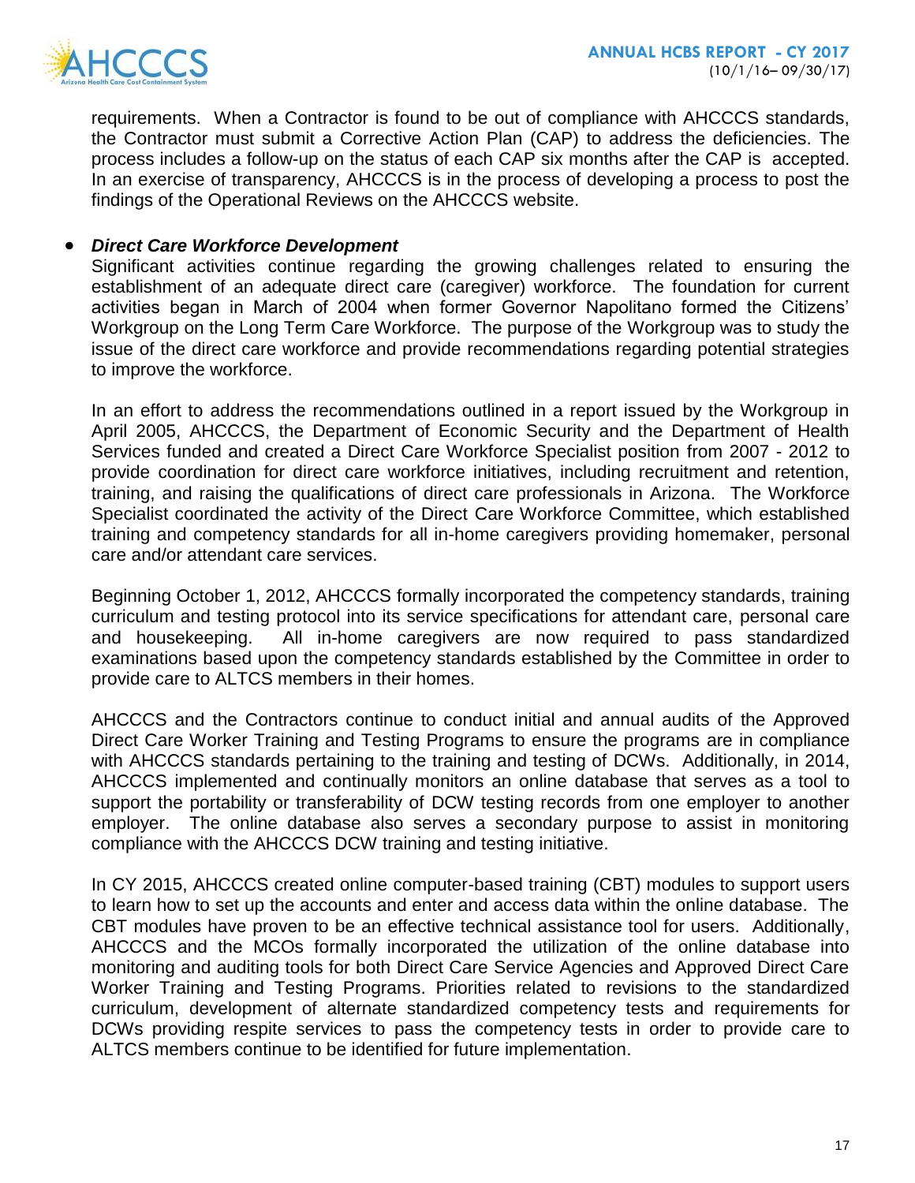requirements. When a Contractor is found to be out of compliance with AHCCCS standards, the Contractor must submit a Corrective Action Plan (CAP) to address the deficiencies. The process includes a follow-up on the status of each CAP six months after the CAP is accepted. In an exercise of transparency, AHCCCS is in the process of developing a process to post the findings of the Operational Reviews on the AHCCCS website.

- ***Direct Care Workforce Development***

  Significant activities continue regarding the growing challenges related to ensuring the establishment of an adequate direct care (caregiver) workforce. The foundation for current activities began in March of 2004 when former Governor Napolitano formed the Citizens' Workgroup on the Long Term Care Workforce. The purpose of the Workgroup was to study the issue of the direct care workforce and provide recommendations regarding potential strategies to improve the workforce.

  In an effort to address the recommendations outlined in a report issued by the Workgroup in April 2005, AHCCCS, the Department of Economic Security and the Department of Health Services funded and created a Direct Care Workforce Specialist position from 2007 - 2012 to provide coordination for direct care workforce initiatives, including recruitment and retention, training, and raising the qualifications of direct care professionals in Arizona. The Workforce Specialist coordinated the activity of the Direct Care Workforce Committee, which established training and competency standards for all in-home caregivers providing homemaker, personal care and/or attendant care services.

  Beginning October 1, 2012, AHCCCS formally incorporated the competency standards, training curriculum and testing protocol into its service specifications for attendant care, personal care and housekeeping. All in-home caregivers are now required to pass standardized examinations based upon the competency standards established by the Committee in order to provide care to ALTCS members in their homes.

  AHCCCS and the Contractors continue to conduct initial and annual audits of the Approved Direct Care Worker Training and Testing Programs to ensure the programs are in compliance with AHCCCS standards pertaining to the training and testing of DCWs. Additionally, in 2014, AHCCCS implemented and continually monitors an online database that serves as a tool to support the portability or transferability of DCW testing records from one employer to another employer. The online database also serves a secondary purpose to assist in monitoring compliance with the AHCCCS DCW training and testing initiative.

  In CY 2015, AHCCCS created online computer-based training (CBT) modules to support users to learn how to set up the accounts and enter and access data within the online database. The CBT modules have proven to be an effective technical assistance tool for users. Additionally, AHCCCS and the MCOs formally incorporated the utilization of the online database into monitoring and auditing tools for both Direct Care Service Agencies and Approved Direct Care Worker Training and Testing Programs. Priorities related to revisions to the standardized curriculum, development of alternate standardized competency tests and requirements for DCWs providing respite services to pass the competency tests in order to provide care to ALTCS members continue to be identified for future implementation.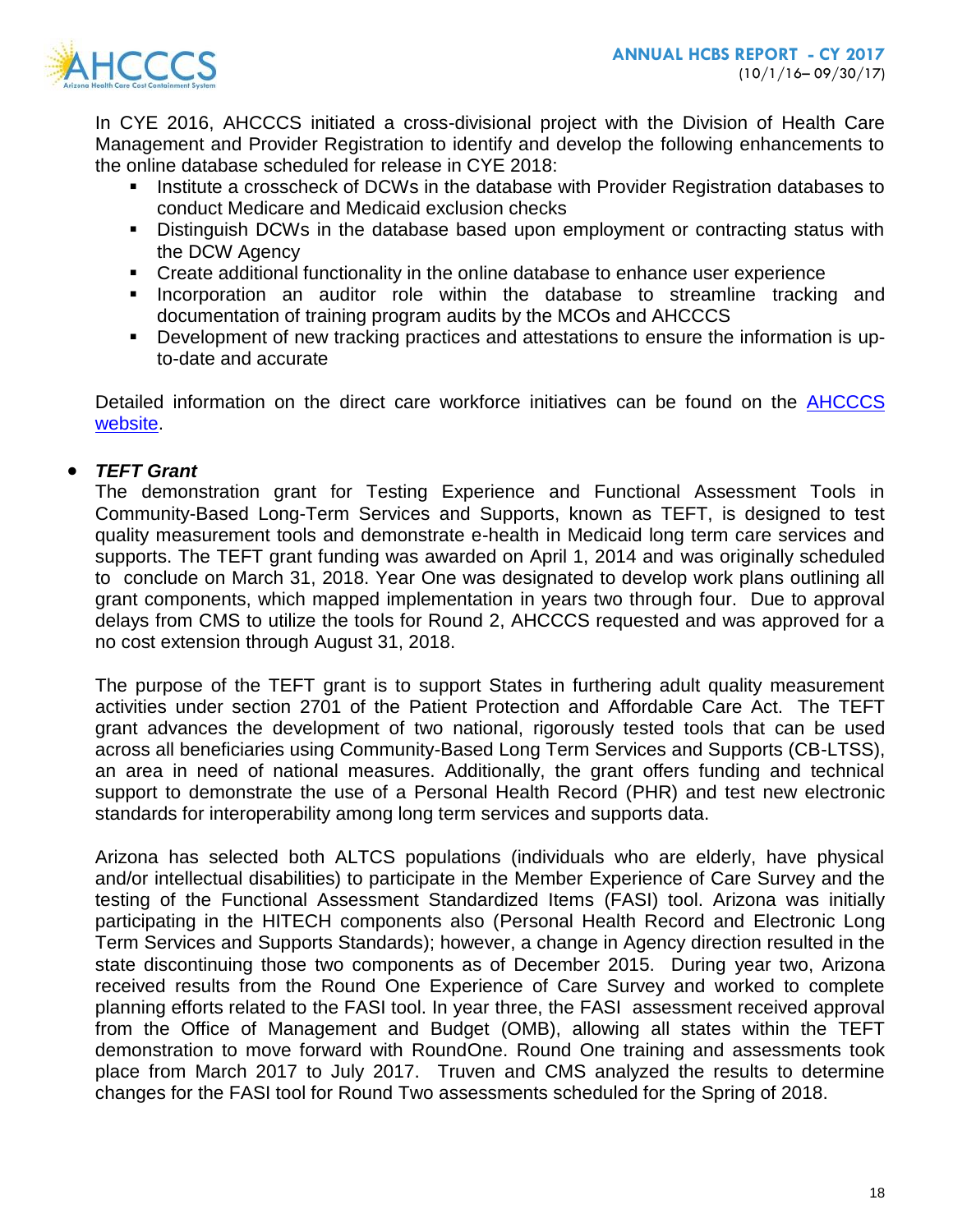In CYE 2016, AHCCCS initiated a cross-divisional project with the Division of Health Care Management and Provider Registration to identify and develop the following enhancements to the online database scheduled for release in CYE 2018:

- Institute a crosscheck of DCWs in the database with Provider Registration databases to conduct Medicare and Medicaid exclusion checks
- Distinguish DCWs in the database based upon employment or contracting status with the DCW Agency
- Create additional functionality in the online database to enhance user experience
- Incorporation an auditor role within the database to streamline tracking and documentation of training program audits by the MCOs and AHCCCS
- Development of new tracking practices and attestations to ensure the information is up-to-date and accurate

Detailed information on the direct care workforce initiatives can be found on the [AHCCCS website](#).

- ***TEFT Grant***

The demonstration grant for Testing Experience and Functional Assessment Tools in Community-Based Long-Term Services and Supports, known as TEFT, is designed to test quality measurement tools and demonstrate e-health in Medicaid long term care services and supports. The TEFT grant funding was awarded on April 1, 2014 and was originally scheduled to conclude on March 31, 2018. Year One was designated to develop work plans outlining all grant components, which mapped implementation in years two through four. Due to approval delays from CMS to utilize the tools for Round 2, AHCCCS requested and was approved for a no cost extension through August 31, 2018.

The purpose of the TEFT grant is to support States in furthering adult quality measurement activities under section 2701 of the Patient Protection and Affordable Care Act. The TEFT grant advances the development of two national, rigorously tested tools that can be used across all beneficiaries using Community-Based Long Term Services and Supports (CB-LTSS), an area in need of national measures. Additionally, the grant offers funding and technical support to demonstrate the use of a Personal Health Record (PHR) and test new electronic standards for interoperability among long term services and supports data.

Arizona has selected both ALTCS populations (individuals who are elderly, have physical and/or intellectual disabilities) to participate in the Member Experience of Care Survey and the testing of the Functional Assessment Standardized Items (FASI) tool. Arizona was initially participating in the HITECH components also (Personal Health Record and Electronic Long Term Services and Supports Standards); however, a change in Agency direction resulted in the state discontinuing those two components as of December 2015. During year two, Arizona received results from the Round One Experience of Care Survey and worked to complete planning efforts related to the FASI tool. In year three, the FASI assessment received approval from the Office of Management and Budget (OMB), allowing all states within the TEFT demonstration to move forward with RoundOne. Round One training and assessments took place from March 2017 to July 2017. Truven and CMS analyzed the results to determine changes for the FASI tool for Round Two assessments scheduled for the Spring of 2018.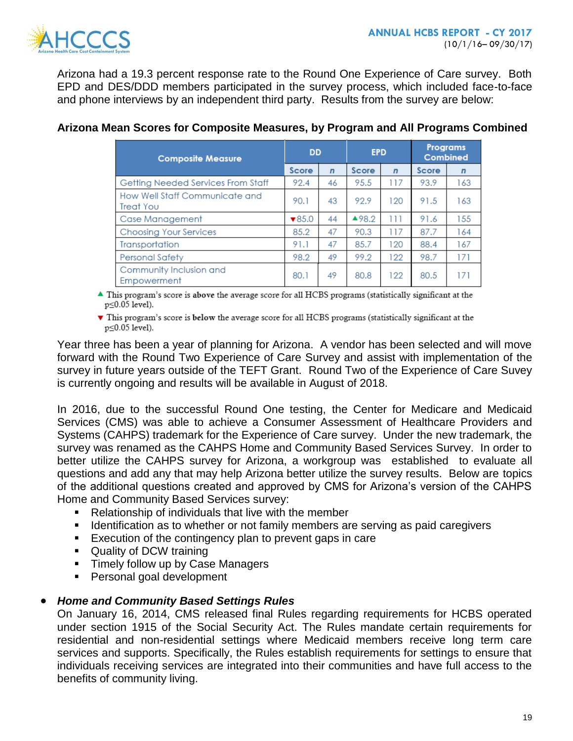Arizona had a 19.3 percent response rate to the Round One Experience of Care survey. Both EPD and DES/DDD members participated in the survey process, which included face-to-face and phone interviews by an independent third party. Results from the survey are below:

**Arizona Mean Scores for Composite Measures, by Program and All Programs Combined**

| Composite Measure | DD | | EPD | | Programs Combined | |
|---|---|---|---|---|---|---|
| | Score | *n* | Score | *n* | Score | *n* |
| Getting Needed Services From Staff | 92.4 | 46 | 95.5 | 117 | 93.9 | 163 |
| How Well Staff Communicate and Treat You | 90.1 | 43 | 92.9 | 120 | 91.5 | 163 |
| Case Management | ▼85.0 | 44 | ▲98.2 | 111 | 91.6 | 155 |
| Choosing Your Services | 85.2 | 47 | 90.3 | 117 | 87.7 | 164 |
| Transportation | 91.1 | 47 | 85.7 | 120 | 88.4 | 167 |
| Personal Safety | 98.2 | 49 | 99.2 | 122 | 98.7 | 171 |
| Community Inclusion and Empowerment | 80.1 | 49 | 80.8 | 122 | 80.5 | 171 |

▲ This program's score is **above** the average score for all HCBS programs (statistically significant at the $p \leq 0.05$ level).

▼ This program's score is **below** the average score for all HCBS programs (statistically significant at the $p \leq 0.05$ level).

Year three has been a year of planning for Arizona. A vendor has been selected and will move forward with the Round Two Experience of Care Survey and assist with implementation of the survey in future years outside of the TEFT Grant. Round Two of the Experience of Care Suvey is currently ongoing and results will be available in August of 2018.

In 2016, due to the successful Round One testing, the Center for Medicare and Medicaid Services (CMS) was able to achieve a Consumer Assessment of Healthcare Providers and Systems (CAHPS) trademark for the Experience of Care survey. Under the new trademark, the survey was renamed as the CAHPS Home and Community Based Services Survey. In order to better utilize the CAHPS survey for Arizona, a workgroup was established to evaluate all questions and add any that may help Arizona better utilize the survey results. Below are topics of the additional questions created and approved by CMS for Arizona's version of the CAHPS Home and Community Based Services survey:

- Relationship of individuals that live with the member
- Identification as to whether or not family members are serving as paid caregivers
- Execution of the contingency plan to prevent gaps in care
- Quality of DCW training
- Timely follow up by Case Managers
- Personal goal development

- ***Home and Community Based Settings Rules***

  On January 16, 2014, CMS released final Rules regarding requirements for HCBS operated under section 1915 of the Social Security Act. The Rules mandate certain requirements for residential and non-residential settings where Medicaid members receive long term care services and supports. Specifically, the Rules establish requirements for settings to ensure that individuals receiving services are integrated into their communities and have full access to the benefits of community living.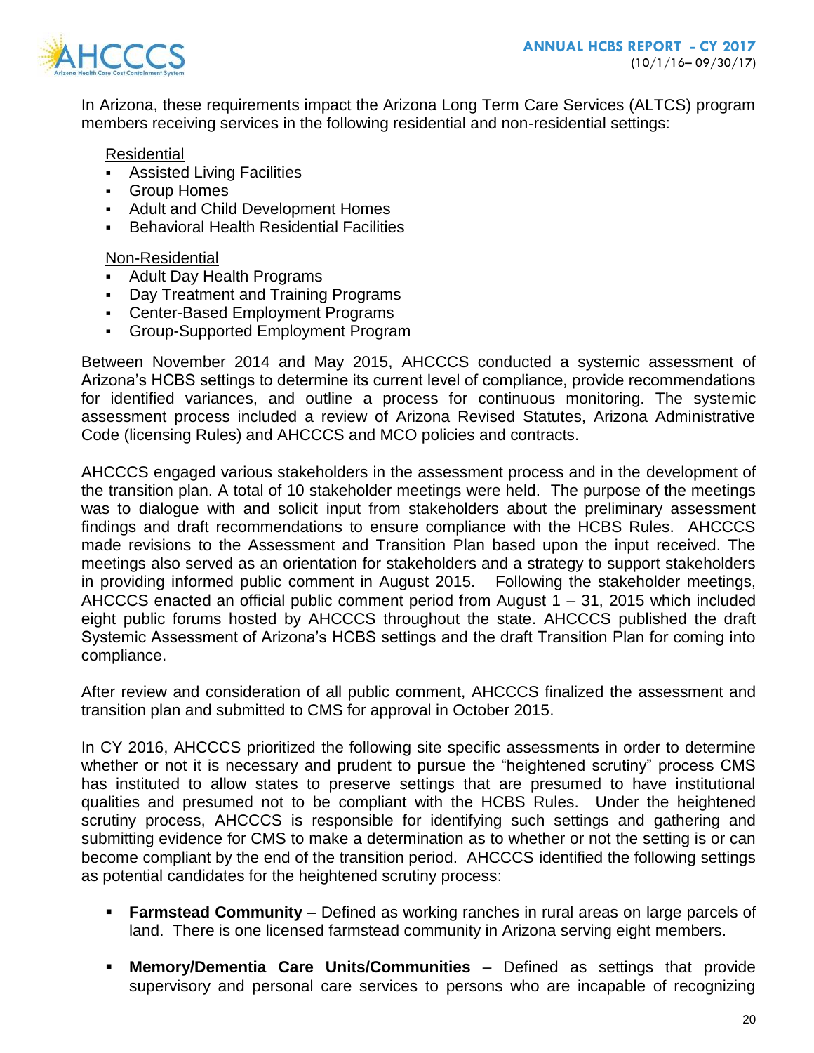In Arizona, these requirements impact the Arizona Long Term Care Services (ALTCS) program members receiving services in the following residential and non-residential settings:

Residential

- Assisted Living Facilities
- Group Homes
- Adult and Child Development Homes
- Behavioral Health Residential Facilities

Non-Residential

- Adult Day Health Programs
- Day Treatment and Training Programs
- Center-Based Employment Programs
- Group-Supported Employment Program

Between November 2014 and May 2015, AHCCCS conducted a systemic assessment of Arizona's HCBS settings to determine its current level of compliance, provide recommendations for identified variances, and outline a process for continuous monitoring. The systemic assessment process included a review of Arizona Revised Statutes, Arizona Administrative Code (licensing Rules) and AHCCCS and MCO policies and contracts.

AHCCCS engaged various stakeholders in the assessment process and in the development of the transition plan. A total of 10 stakeholder meetings were held. The purpose of the meetings was to dialogue with and solicit input from stakeholders about the preliminary assessment findings and draft recommendations to ensure compliance with the HCBS Rules. AHCCCS made revisions to the Assessment and Transition Plan based upon the input received. The meetings also served as an orientation for stakeholders and a strategy to support stakeholders in providing informed public comment in August 2015. Following the stakeholder meetings, AHCCCS enacted an official public comment period from August 1 – 31, 2015 which included eight public forums hosted by AHCCCS throughout the state. AHCCCS published the draft Systemic Assessment of Arizona's HCBS settings and the draft Transition Plan for coming into compliance.

After review and consideration of all public comment, AHCCCS finalized the assessment and transition plan and submitted to CMS for approval in October 2015.

In CY 2016, AHCCCS prioritized the following site specific assessments in order to determine whether or not it is necessary and prudent to pursue the "heightened scrutiny" process CMS has instituted to allow states to preserve settings that are presumed to have institutional qualities and presumed not to be compliant with the HCBS Rules. Under the heightened scrutiny process, AHCCCS is responsible for identifying such settings and gathering and submitting evidence for CMS to make a determination as to whether or not the setting is or can become compliant by the end of the transition period. AHCCCS identified the following settings as potential candidates for the heightened scrutiny process:

- **Farmstead Community** – Defined as working ranches in rural areas on large parcels of land. There is one licensed farmstead community in Arizona serving eight members.
- **Memory/Dementia Care Units/Communities** – Defined as settings that provide supervisory and personal care services to persons who are incapable of recognizing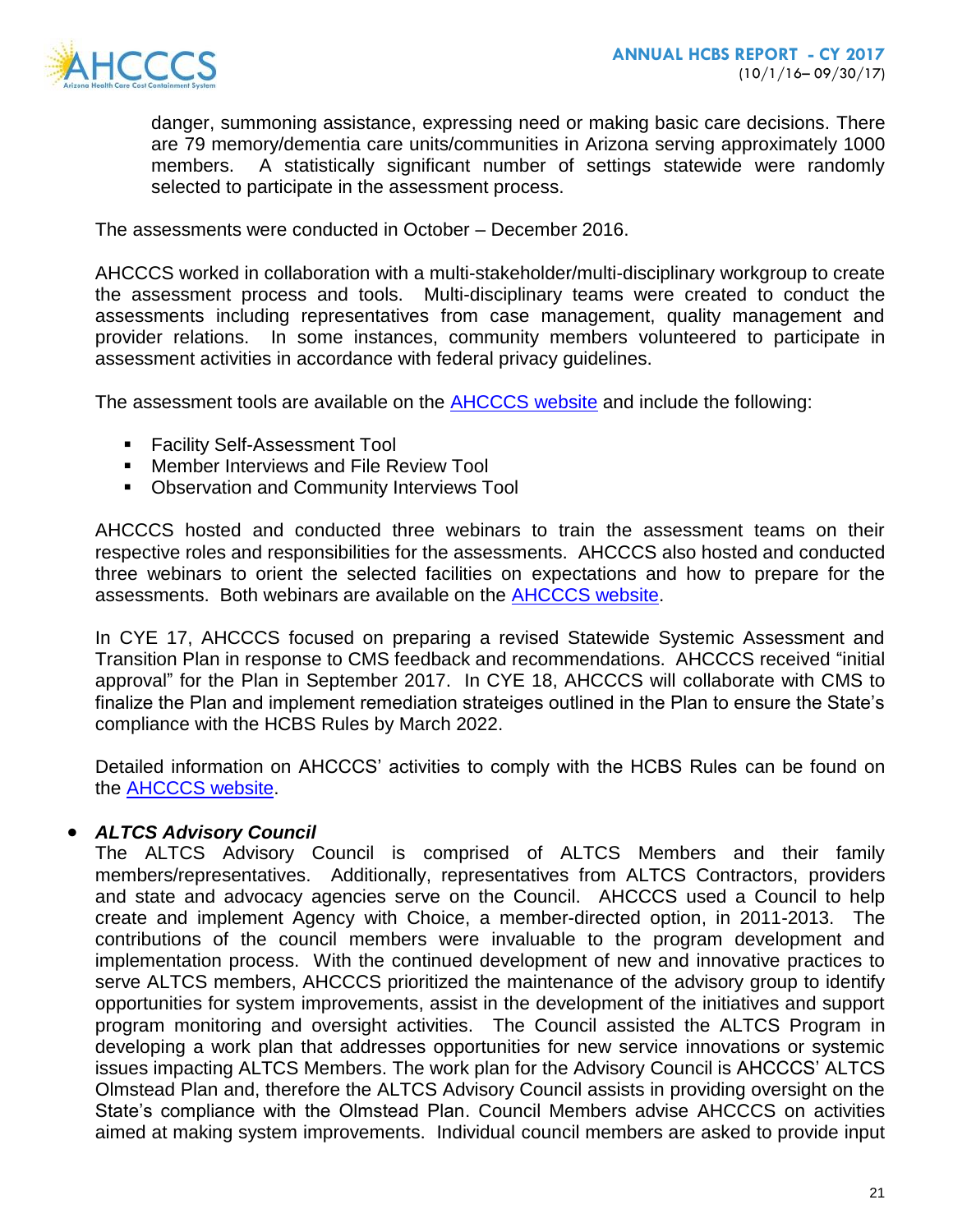danger, summoning assistance, expressing need or making basic care decisions. There are 79 memory/dementia care units/communities in Arizona serving approximately 1000 members. A statistically significant number of settings statewide were randomly selected to participate in the assessment process.

The assessments were conducted in October – December 2016.

AHCCCS worked in collaboration with a multi-stakeholder/multi-disciplinary workgroup to create the assessment process and tools. Multi-disciplinary teams were created to conduct the assessments including representatives from case management, quality management and provider relations. In some instances, community members volunteered to participate in assessment activities in accordance with federal privacy guidelines.

The assessment tools are available on the AHCCCS website and include the following:

- Facility Self-Assessment Tool
- Member Interviews and File Review Tool
- Observation and Community Interviews Tool

AHCCCS hosted and conducted three webinars to train the assessment teams on their respective roles and responsibilities for the assessments. AHCCCS also hosted and conducted three webinars to orient the selected facilities on expectations and how to prepare for the assessments. Both webinars are available on the AHCCCS website.

In CYE 17, AHCCCS focused on preparing a revised Statewide Systemic Assessment and Transition Plan in response to CMS feedback and recommendations. AHCCCS received "initial approval" for the Plan in September 2017. In CYE 18, AHCCCS will collaborate with CMS to finalize the Plan and implement remediation strateiges outlined in the Plan to ensure the State's compliance with the HCBS Rules by March 2022.

Detailed information on AHCCCS' activities to comply with the HCBS Rules can be found on the AHCCCS website.

- ***ALTCS Advisory Council***
  The ALTCS Advisory Council is comprised of ALTCS Members and their family members/representatives. Additionally, representatives from ALTCS Contractors, providers and state and advocacy agencies serve on the Council. AHCCCS used a Council to help create and implement Agency with Choice, a member-directed option, in 2011-2013. The contributions of the council members were invaluable to the program development and implementation process. With the continued development of new and innovative practices to serve ALTCS members, AHCCCS prioritized the maintenance of the advisory group to identify opportunities for system improvements, assist in the development of the initiatives and support program monitoring and oversight activities. The Council assisted the ALTCS Program in developing a work plan that addresses opportunities for new service innovations or systemic issues impacting ALTCS Members. The work plan for the Advisory Council is AHCCCS' ALTCS Olmstead Plan and, therefore the ALTCS Advisory Council assists in providing oversight on the State's compliance with the Olmstead Plan. Council Members advise AHCCCS on activities aimed at making system improvements. Individual council members are asked to provide input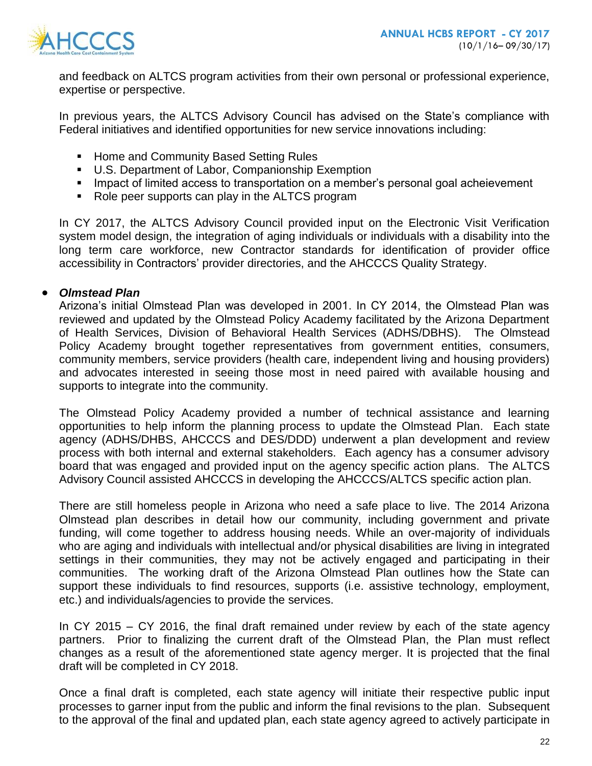and feedback on ALTCS program activities from their own personal or professional experience, expertise or perspective.

In previous years, the ALTCS Advisory Council has advised on the State's compliance with Federal initiatives and identified opportunities for new service innovations including:

- Home and Community Based Setting Rules
- U.S. Department of Labor, Companionship Exemption
- Impact of limited access to transportation on a member's personal goal acheievement
- Role peer supports can play in the ALTCS program

In CY 2017, the ALTCS Advisory Council provided input on the Electronic Visit Verification system model design, the integration of aging individuals or individuals with a disability into the long term care workforce, new Contractor standards for identification of provider office accessibility in Contractors' provider directories, and the AHCCCS Quality Strategy.

- ***Olmstead Plan***

  Arizona's initial Olmstead Plan was developed in 2001. In CY 2014, the Olmstead Plan was reviewed and updated by the Olmstead Policy Academy facilitated by the Arizona Department of Health Services, Division of Behavioral Health Services (ADHS/DBHS). The Olmstead Policy Academy brought together representatives from government entities, consumers, community members, service providers (health care, independent living and housing providers) and advocates interested in seeing those most in need paired with available housing and supports to integrate into the community.

  The Olmstead Policy Academy provided a number of technical assistance and learning opportunities to help inform the planning process to update the Olmstead Plan. Each state agency (ADHS/DHBS, AHCCCS and DES/DDD) underwent a plan development and review process with both internal and external stakeholders. Each agency has a consumer advisory board that was engaged and provided input on the agency specific action plans. The ALTCS Advisory Council assisted AHCCCS in developing the AHCCCS/ALTCS specific action plan.

  There are still homeless people in Arizona who need a safe place to live. The 2014 Arizona Olmstead plan describes in detail how our community, including government and private funding, will come together to address housing needs. While an over-majority of individuals who are aging and individuals with intellectual and/or physical disabilities are living in integrated settings in their communities, they may not be actively engaged and participating in their communities. The working draft of the Arizona Olmstead Plan outlines how the State can support these individuals to find resources, supports (i.e. assistive technology, employment, etc.) and individuals/agencies to provide the services.

  In CY 2015 – CY 2016, the final draft remained under review by each of the state agency partners. Prior to finalizing the current draft of the Olmstead Plan, the Plan must reflect changes as a result of the aforementioned state agency merger. It is projected that the final draft will be completed in CY 2018.

  Once a final draft is completed, each state agency will initiate their respective public input processes to garner input from the public and inform the final revisions to the plan. Subsequent to the approval of the final and updated plan, each state agency agreed to actively participate in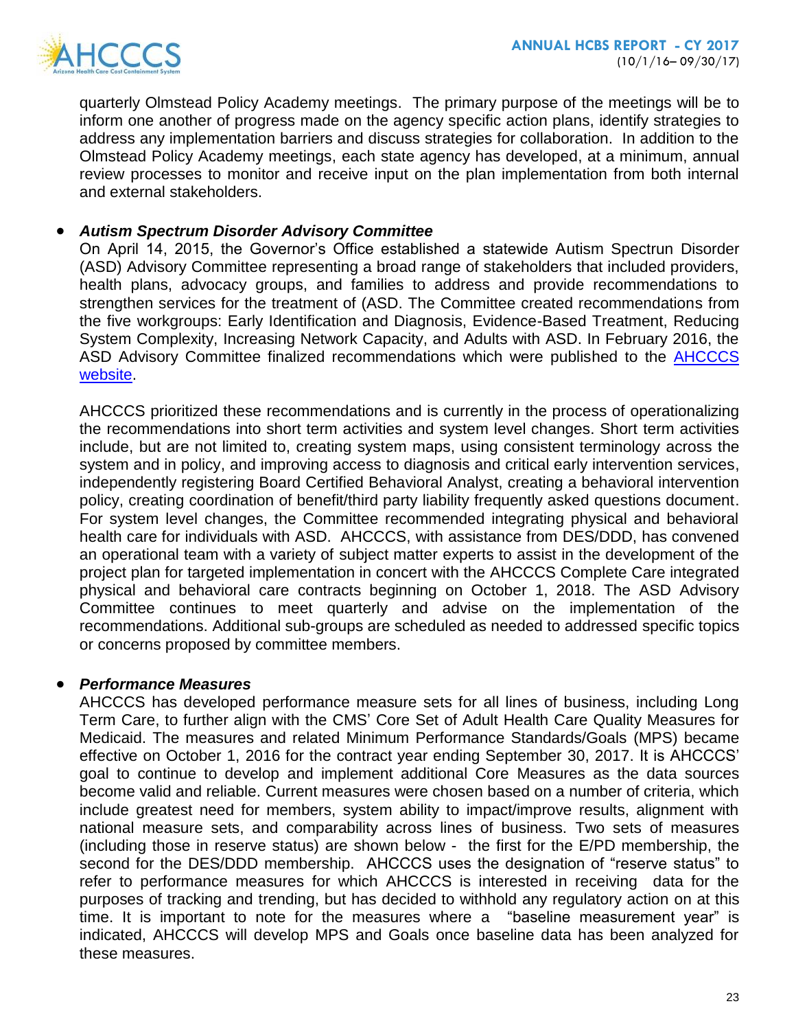quarterly Olmstead Policy Academy meetings. The primary purpose of the meetings will be to inform one another of progress made on the agency specific action plans, identify strategies to address any implementation barriers and discuss strategies for collaboration. In addition to the Olmstead Policy Academy meetings, each state agency has developed, at a minimum, annual review processes to monitor and receive input on the plan implementation from both internal and external stakeholders.

- ***Autism Spectrum Disorder Advisory Committee***
  On April 14, 2015, the Governor's Office established a statewide Autism Spectrun Disorder (ASD) Advisory Committee representing a broad range of stakeholders that included providers, health plans, advocacy groups, and families to address and provide recommendations to strengthen services for the treatment of (ASD. The Committee created recommendations from the five workgroups: Early Identification and Diagnosis, Evidence-Based Treatment, Reducing System Complexity, Increasing Network Capacity, and Adults with ASD. In February 2016, the ASD Advisory Committee finalized recommendations which were published to the AHCCCS website.

  AHCCCS prioritized these recommendations and is currently in the process of operationalizing the recommendations into short term activities and system level changes. Short term activities include, but are not limited to, creating system maps, using consistent terminology across the system and in policy, and improving access to diagnosis and critical early intervention services, independently registering Board Certified Behavioral Analyst, creating a behavioral intervention policy, creating coordination of benefit/third party liability frequently asked questions document. For system level changes, the Committee recommended integrating physical and behavioral health care for individuals with ASD. AHCCCS, with assistance from DES/DDD, has convened an operational team with a variety of subject matter experts to assist in the development of the project plan for targeted implementation in concert with the AHCCCS Complete Care integrated physical and behavioral care contracts beginning on October 1, 2018. The ASD Advisory Committee continues to meet quarterly and advise on the implementation of the recommendations. Additional sub-groups are scheduled as needed to addressed specific topics or concerns proposed by committee members.

- ***Performance Measures***
  AHCCCS has developed performance measure sets for all lines of business, including Long Term Care, to further align with the CMS' Core Set of Adult Health Care Quality Measures for Medicaid. The measures and related Minimum Performance Standards/Goals (MPS) became effective on October 1, 2016 for the contract year ending September 30, 2017. It is AHCCCS' goal to continue to develop and implement additional Core Measures as the data sources become valid and reliable. Current measures were chosen based on a number of criteria, which include greatest need for members, system ability to impact/improve results, alignment with national measure sets, and comparability across lines of business. Two sets of measures (including those in reserve status) are shown below - the first for the E/PD membership, the second for the DES/DDD membership. AHCCCS uses the designation of "reserve status" to refer to performance measures for which AHCCCS is interested in receiving data for the purposes of tracking and trending, but has decided to withhold any regulatory action on at this time. It is important to note for the measures where a "baseline measurement year" is indicated, AHCCCS will develop MPS and Goals once baseline data has been analyzed for these measures.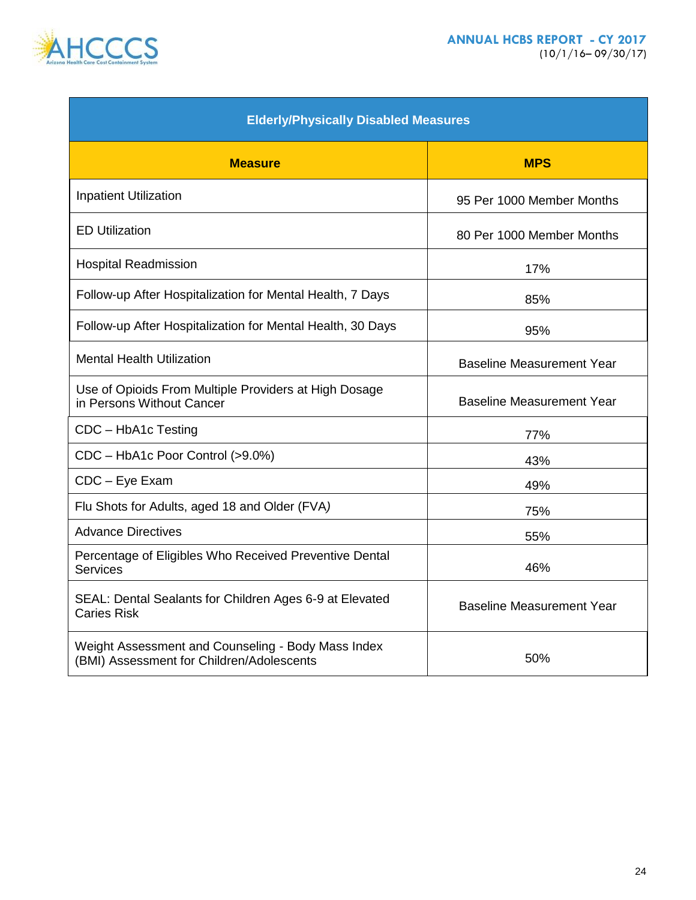| Elderly/Physically Disabled Measures | |
|---|---|
| **Measure** | **MPS** |
| Inpatient Utilization | 95 Per 1000 Member Months |
| ED Utilization | 80 Per 1000 Member Months |
| Hospital Readmission | 17% |
| Follow-up After Hospitalization for Mental Health, 7 Days | 85% |
| Follow-up After Hospitalization for Mental Health, 30 Days | 95% |
| Mental Health Utilization | Baseline Measurement Year |
| Use of Opioids From Multiple Providers at High Dosage in Persons Without Cancer | Baseline Measurement Year |
| CDC – HbA1c Testing | 77% |
| CDC – HbA1c Poor Control (>9.0%) | 43% |
| CDC – Eye Exam | 49% |
| Flu Shots for Adults, aged 18 and Older (FVA) | 75% |
| Advance Directives | 55% |
| Percentage of Eligibles Who Received Preventive Dental Services | 46% |
| SEAL: Dental Sealants for Children Ages 6-9 at Elevated Caries Risk | Baseline Measurement Year |
| Weight Assessment and Counseling - Body Mass Index (BMI) Assessment for Children/Adolescents | 50% |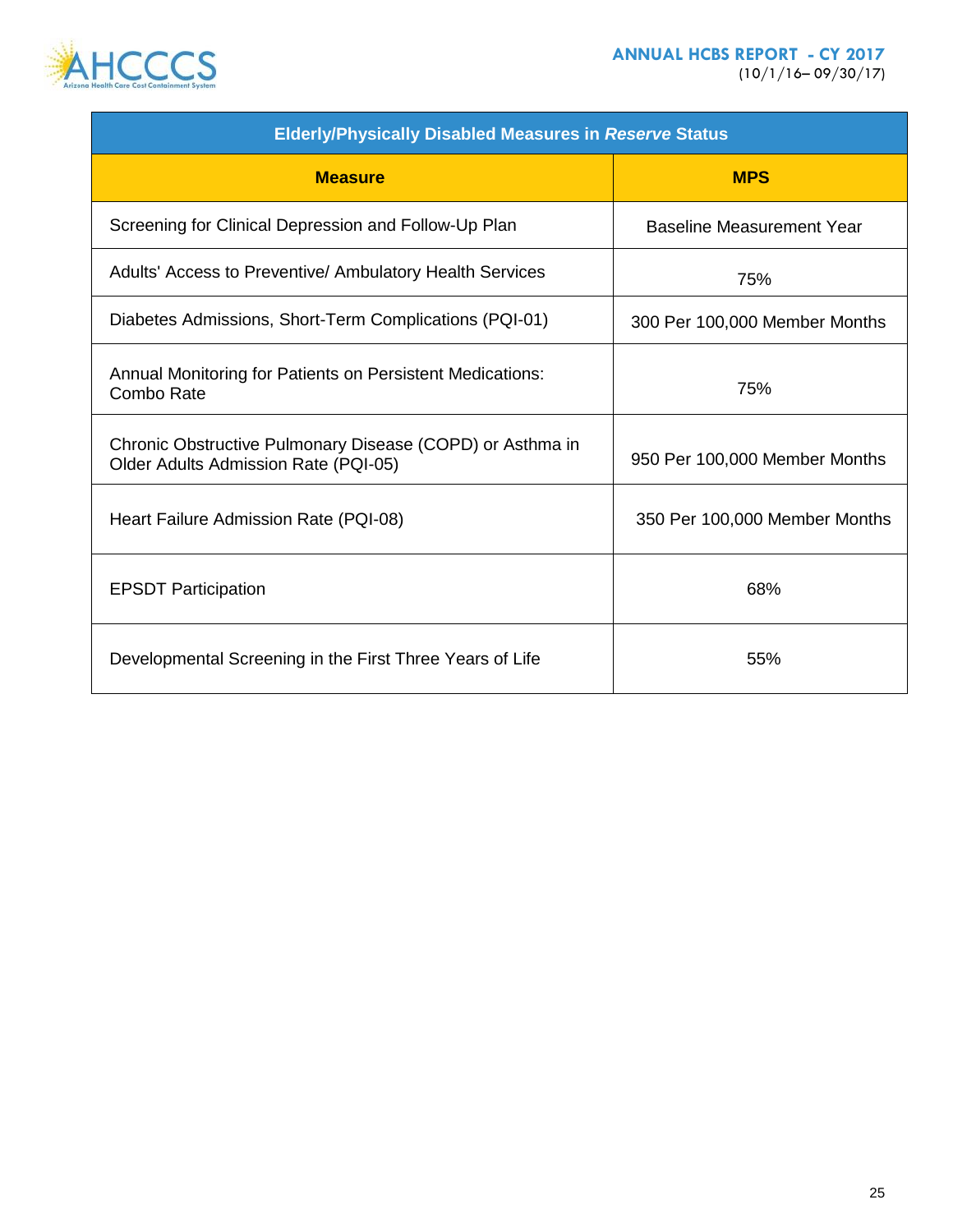| Elderly/Physically Disabled Measures in *Reserve* Status | |
|---|---|
| **Measure** | **MPS** |
| Screening for Clinical Depression and Follow-Up Plan | Baseline Measurement Year |
| Adults' Access to Preventive/ Ambulatory Health Services | 75% |
| Diabetes Admissions, Short-Term Complications (PQI-01) | 300 Per 100,000 Member Months |
| Annual Monitoring for Patients on Persistent Medications: Combo Rate | 75% |
| Chronic Obstructive Pulmonary Disease (COPD) or Asthma in Older Adults Admission Rate (PQI-05) | 950 Per 100,000 Member Months |
| Heart Failure Admission Rate (PQI-08) | 350 Per 100,000 Member Months |
| EPSDT Participation | 68% |
| Developmental Screening in the First Three Years of Life | 55% |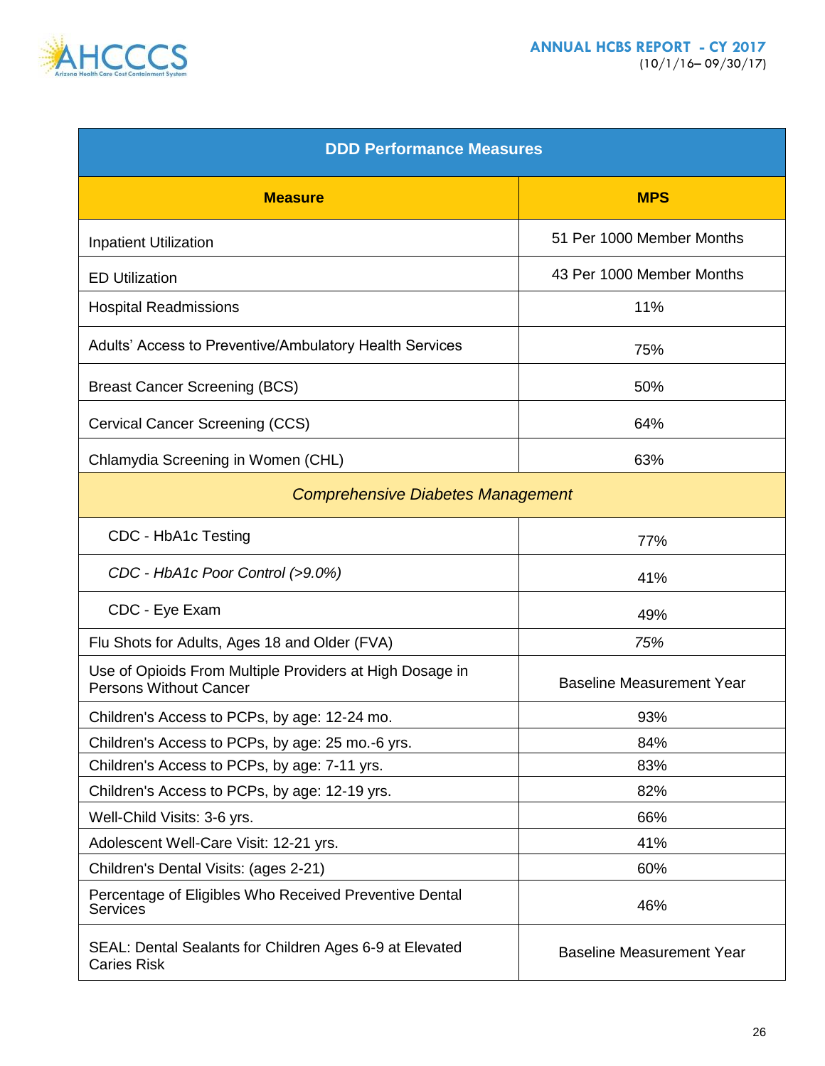| DDD Performance Measures | |
|---|---|
| **Measure** | **MPS** |
| Inpatient Utilization | 51 Per 1000 Member Months |
| ED Utilization | 43 Per 1000 Member Months |
| Hospital Readmissions | 11% |
| Adults' Access to Preventive/Ambulatory Health Services | 75% |
| Breast Cancer Screening (BCS) | 50% |
| Cervical Cancer Screening (CCS) | 64% |
| Chlamydia Screening in Women (CHL) | 63% |
| *Comprehensive Diabetes Management* | |
| CDC - HbA1c Testing | 77% |
| *CDC - HbA1c Poor Control (>9.0%)* | 41% |
| CDC - Eye Exam | 49% |
| Flu Shots for Adults, Ages 18 and Older (FVA) | *75%* |
| Use of Opioids From Multiple Providers at High Dosage in Persons Without Cancer | Baseline Measurement Year |
| Children's Access to PCPs, by age: 12-24 mo. | 93% |
| Children's Access to PCPs, by age: 25 mo.-6 yrs. | 84% |
| Children's Access to PCPs, by age: 7-11 yrs. | 83% |
| Children's Access to PCPs, by age: 12-19 yrs. | 82% |
| Well-Child Visits: 3-6 yrs. | 66% |
| Adolescent Well-Care Visit: 12-21 yrs. | 41% |
| Children's Dental Visits: (ages 2-21) | 60% |
| Percentage of Eligibles Who Received Preventive Dental Services | 46% |
| SEAL: Dental Sealants for Children Ages 6-9 at Elevated Caries Risk | Baseline Measurement Year |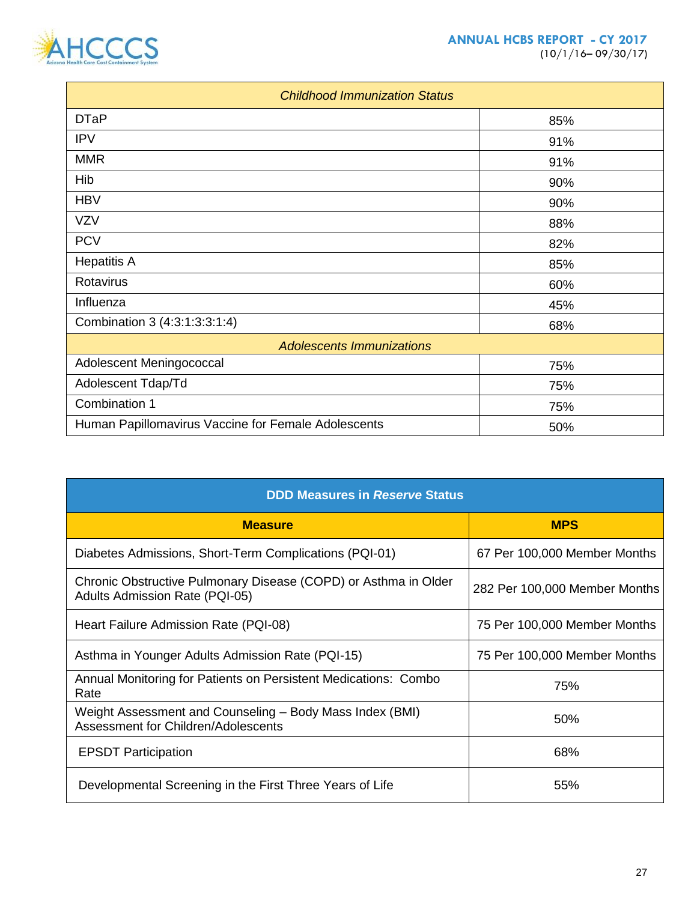| *Childhood Immunization Status* | |
|---|---|
| DTaP | 85% |
| IPV | 91% |
| MMR | 91% |
| Hib | 90% |
| HBV | 90% |
| VZV | 88% |
| PCV | 82% |
| Hepatitis A | 85% |
| Rotavirus | 60% |
| Influenza | 45% |
| Combination 3 (4:3:1:3:3:1:4) | 68% |
| *Adolescents Immunizations* | |
| Adolescent Meningococcal | 75% |
| Adolescent Tdap/Td | 75% |
| Combination 1 | 75% |
| Human Papillomavirus Vaccine for Female Adolescents | 50% |

| **DDD Measures in *Reserve* Status** | |
|---|---|
| **Measure** | **MPS** |
| Diabetes Admissions, Short-Term Complications (PQI-01) | 67 Per 100,000 Member Months |
| Chronic Obstructive Pulmonary Disease (COPD) or Asthma in Older Adults Admission Rate (PQI-05) | 282 Per 100,000 Member Months |
| Heart Failure Admission Rate (PQI-08) | 75 Per 100,000 Member Months |
| Asthma in Younger Adults Admission Rate (PQI-15) | 75 Per 100,000 Member Months |
| Annual Monitoring for Patients on Persistent Medications: Combo Rate | 75% |
| Weight Assessment and Counseling – Body Mass Index (BMI) Assessment for Children/Adolescents | 50% |
| EPSDT Participation | 68% |
| Developmental Screening in the First Three Years of Life | 55% |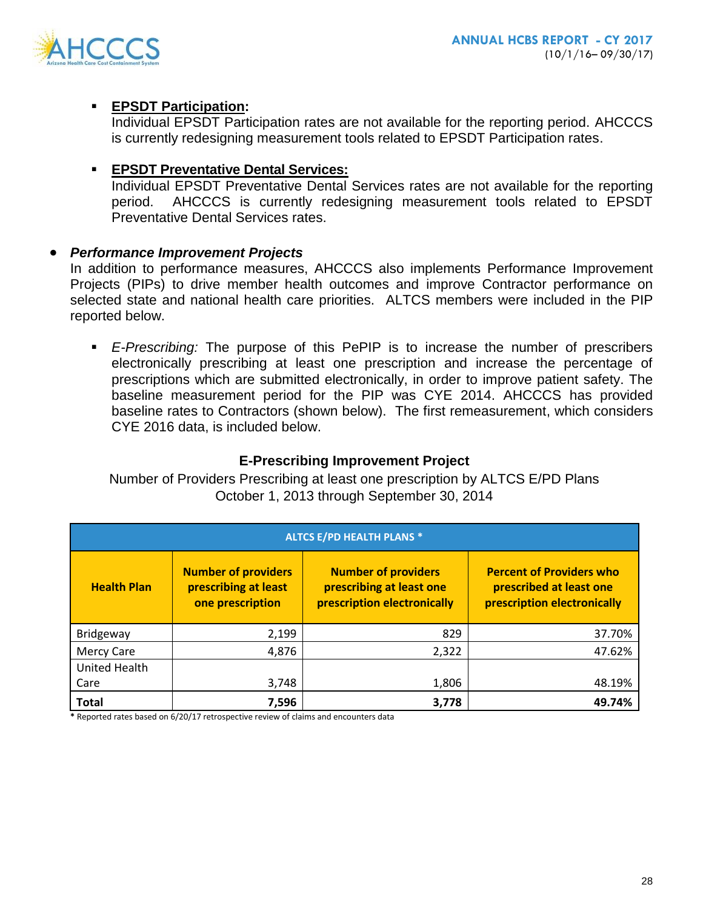- **EPSDT Participation:**
  Individual EPSDT Participation rates are not available for the reporting period. AHCCCS is currently redesigning measurement tools related to EPSDT Participation rates.

- **EPSDT Preventative Dental Services:**
  Individual EPSDT Preventative Dental Services rates are not available for the reporting period. AHCCCS is currently redesigning measurement tools related to EPSDT Preventative Dental Services rates.

- ***Performance Improvement Projects***
  In addition to performance measures, AHCCCS also implements Performance Improvement Projects (PIPs) to drive member health outcomes and improve Contractor performance on selected state and national health care priorities. ALTCS members were included in the PIP reported below.

  - *E-Prescribing:* The purpose of this PePIP is to increase the number of prescribers electronically prescribing at least one prescription and increase the percentage of prescriptions which are submitted electronically, in order to improve patient safety. The baseline measurement period for the PIP was CYE 2014. AHCCCS has provided baseline rates to Contractors (shown below). The first remeasurement, which considers CYE 2016 data, is included below.

### E-Prescribing Improvement Project

Number of Providers Prescribing at least one prescription by ALTCS E/PD Plans
October 1, 2013 through September 30, 2014

| ALTCS E/PD HEALTH PLANS * | | | |
|---|---|---|---|
| **Health Plan** | **Number of providers prescribing at least one prescription** | **Number of providers prescribing at least one prescription electronically** | **Percent of Providers who prescribed at least one prescription electronically** |
| Bridgeway | 2,199 | 829 | 37.70% |
| Mercy Care | 4,876 | 2,322 | 47.62% |
| United Health Care | 3,748 | 1,806 | 48.19% |
| **Total** | **7,596** | **3,778** | **49.74%** |

**\*** Reported rates based on 6/20/17 retrospective review of claims and encounters data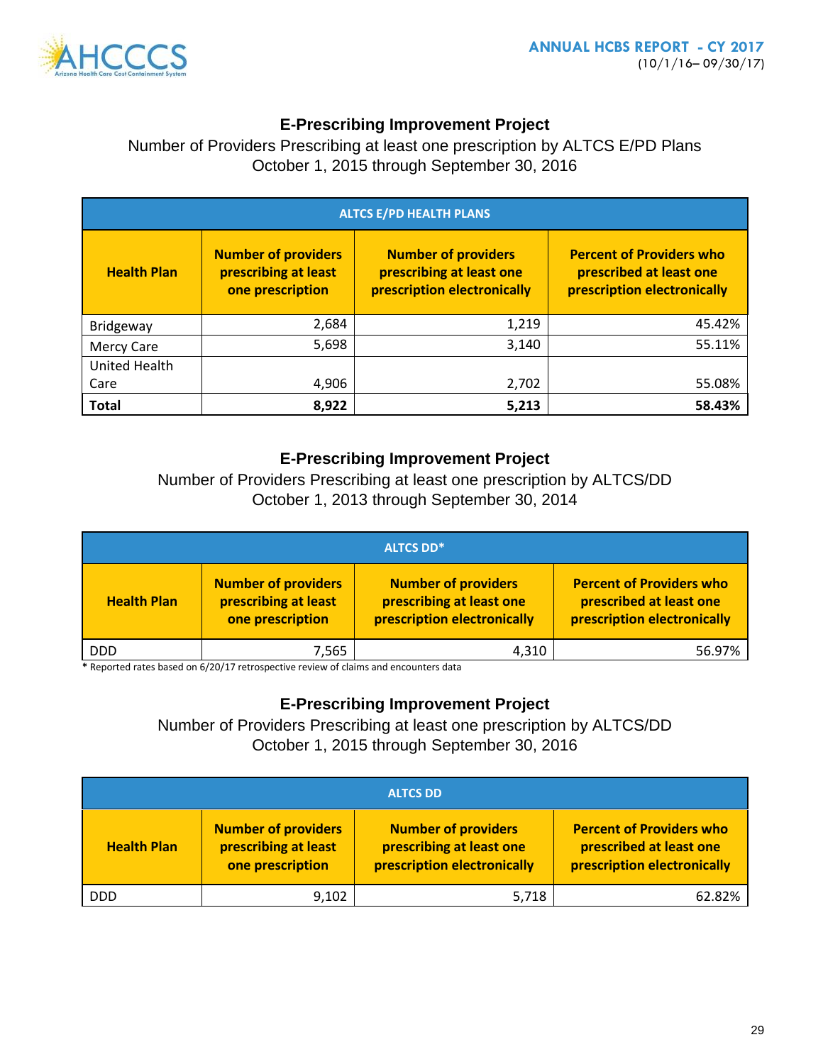### E-Prescribing Improvement Project

Number of Providers Prescribing at least one prescription by ALTCS E/PD Plans
October 1, 2015 through September 30, 2016

| ALTCS E/PD HEALTH PLANS | | | |
|---|---|---|---|
| **Health Plan** | **Number of providers prescribing at least one prescription** | **Number of providers prescribing at least one prescription electronically** | **Percent of Providers who prescribed at least one prescription electronically** |
| Bridgeway | 2,684 | 1,219 | 45.42% |
| Mercy Care | 5,698 | 3,140 | 55.11% |
| United Health Care | 4,906 | 2,702 | 55.08% |
| **Total** | **8,922** | **5,213** | **58.43%** |

### E-Prescribing Improvement Project

Number of Providers Prescribing at least one prescription by ALTCS/DD
October 1, 2013 through September 30, 2014

| ALTCS DD* | | | |
|---|---|---|---|
| **Health Plan** | **Number of providers prescribing at least one prescription** | **Number of providers prescribing at least one prescription electronically** | **Percent of Providers who prescribed at least one prescription electronically** |
| DDD | 7,565 | 4,310 | 56.97% |

* Reported rates based on 6/20/17 retrospective review of claims and encounters data

### E-Prescribing Improvement Project

Number of Providers Prescribing at least one prescription by ALTCS/DD
October 1, 2015 through September 30, 2016

| ALTCS DD | | | |
|---|---|---|---|
| **Health Plan** | **Number of providers prescribing at least one prescription** | **Number of providers prescribing at least one prescription electronically** | **Percent of Providers who prescribed at least one prescription electronically** |
| DDD | 9,102 | 5,718 | 62.82% |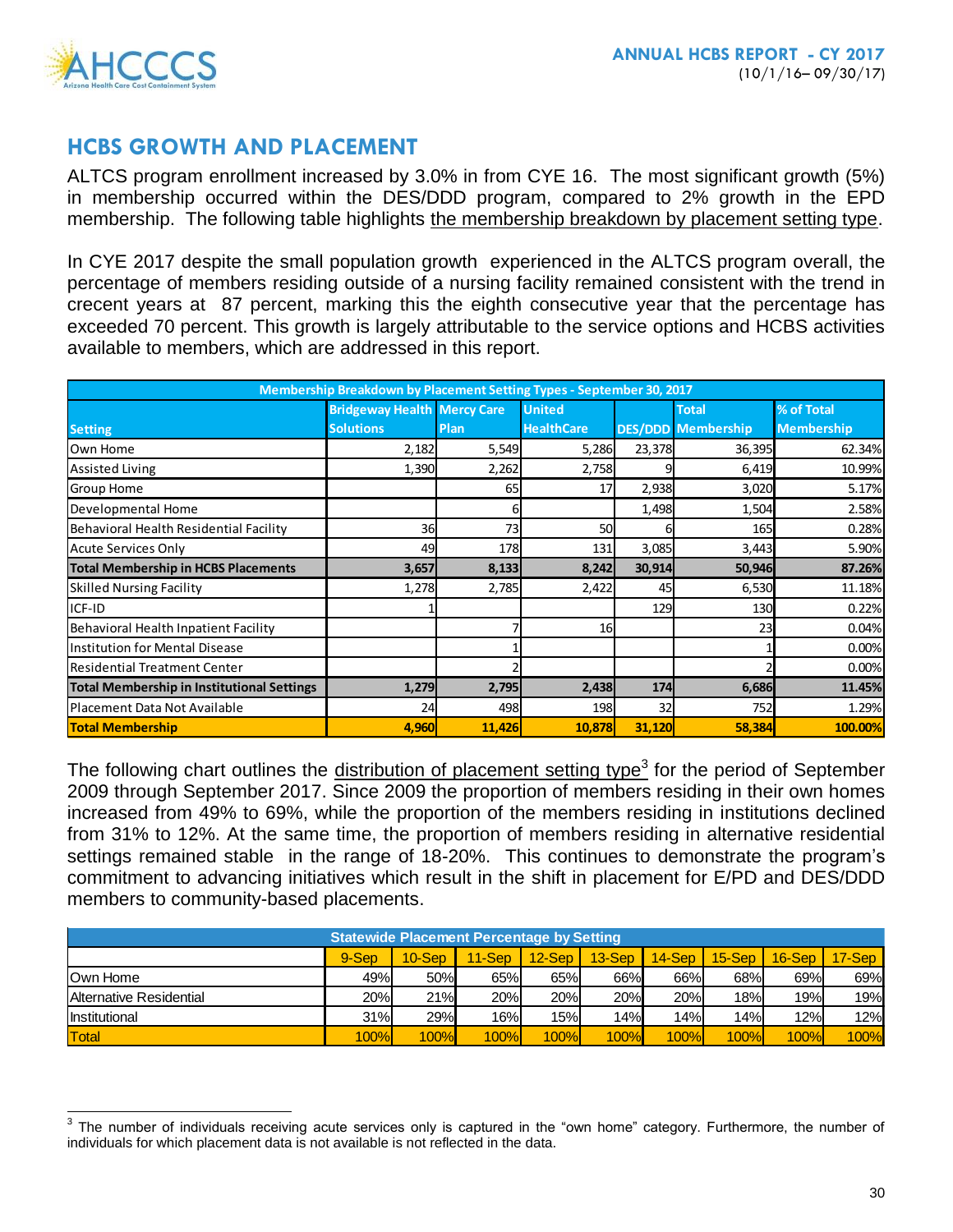## HCBS GROWTH AND PLACEMENT

ALTCS program enrollment increased by 3.0% in from CYE 16. The most significant growth (5%) in membership occurred within the DES/DDD program, compared to 2% growth in the EPD membership. The following table highlights the membership breakdown by placement setting type.

In CYE 2017 despite the small population growth experienced in the ALTCS program overall, the percentage of members residing outside of a nursing facility remained consistent with the trend in crecent years at 87 percent, marking this the eighth consecutive year that the percentage has exceeded 70 percent. This growth is largely attributable to the service options and HCBS activities available to members, which are addressed in this report.

| Membership Breakdown by Placement Setting Types - September 30, 2017 | | | | | | |
|---|---|---|---|---|---|---|
| **Setting** | **Bridgeway Health Solutions** | **Mercy Care Plan** | **United HealthCare** | **DES/DDD** | **Total Membership** | **% of Total Membership** |
| Own Home | 2,182 | 5,549 | 5,286 | 23,378 | 36,395 | 62.34% |
| Assisted Living | 1,390 | 2,262 | 2,758 | 9 | 6,419 | 10.99% |
| Group Home | | 65 | 17 | 2,938 | 3,020 | 5.17% |
| Developmental Home | | 6 | | 1,498 | 1,504 | 2.58% |
| Behavioral Health Residential Facility | 36 | 73 | 50 | 6 | 165 | 0.28% |
| Acute Services Only | 49 | 178 | 131 | 3,085 | 3,443 | 5.90% |
| **Total Membership in HCBS Placements** | **3,657** | **8,133** | **8,242** | **30,914** | **50,946** | **87.26%** |
| Skilled Nursing Facility | 1,278 | 2,785 | 2,422 | 45 | 6,530 | 11.18% |
| ICF-ID | 1 | | | 129 | 130 | 0.22% |
| Behavioral Health Inpatient Facility | | 7 | 16 | | 23 | 0.04% |
| Institution for Mental Disease | | 1 | | | 1 | 0.00% |
| Residential Treatment Center | | 2 | | | 2 | 0.00% |
| **Total Membership in Institutional Settings** | **1,279** | **2,795** | **2,438** | **174** | **6,686** | **11.45%** |
| Placement Data Not Available | 24 | 498 | 198 | 32 | 752 | 1.29% |
| **Total Membership** | **4,960** | **11,426** | **10,878** | **31,120** | **58,384** | **100.00%** |

The following chart outlines the distribution of placement setting type[3] for the period of September 2009 through September 2017. Since 2009 the proportion of members residing in their own homes increased from 49% to 69%, while the proportion of the members residing in institutions declined from 31% to 12%. At the same time, the proportion of members residing in alternative residential settings remained stable in the range of 18-20%. This continues to demonstrate the program's commitment to advancing initiatives which result in the shift in placement for E/PD and DES/DDD members to community-based placements.

| Statewide Placement Percentage by Setting | | | | | | | | | |
|---|---|---|---|---|---|---|---|---|---|
| | 9-Sep | 10-Sep | 11-Sep | 12-Sep | 13-Sep | 14-Sep | 15-Sep | 16-Sep | 17-Sep |
| Own Home | 49% | 50% | 65% | 65% | 66% | 66% | 68% | 69% | 69% |
| Alternative Residential | 20% | 21% | 20% | 20% | 20% | 20% | 18% | 19% | 19% |
| Institutional | 31% | 29% | 16% | 15% | 14% | 14% | 14% | 12% | 12% |
| Total | 100% | 100% | 100% | 100% | 100% | 100% | 100% | 100% | 100% |

[3] The number of individuals receiving acute services only is captured in the "own home" category. Furthermore, the number of individuals for which placement data is not available is not reflected in the data.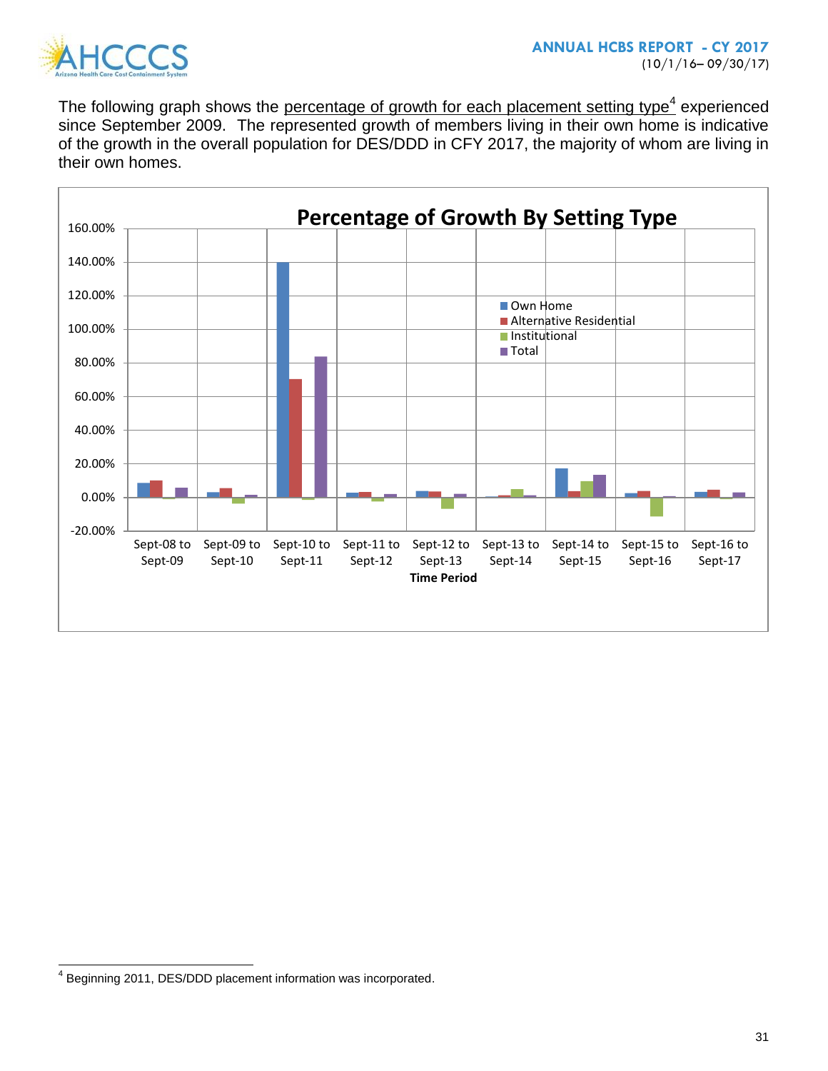The following graph shows the percentage of growth for each placement setting type[4] experienced since September 2009. The represented growth of members living in their own home is indicative of the growth in the overall population for DES/DDD in CFY 2017, the majority of whom are living in their own homes.

**Percentage of Growth By Setting Type**

[4] Beginning 2011, DES/DDD placement information was incorporated.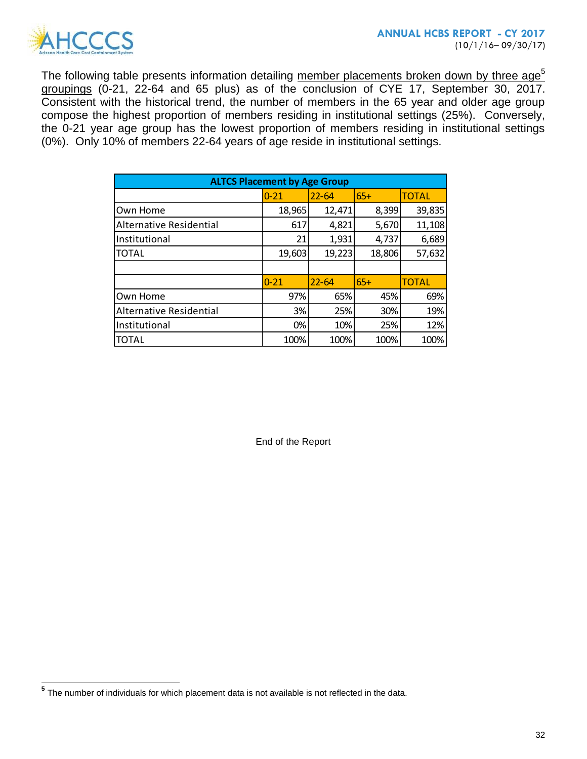The following table presents information detailing member placements broken down by three age[5] groupings (0-21, 22-64 and 65 plus) as of the conclusion of CYE 17, September 30, 2017. Consistent with the historical trend, the number of members in the 65 year and older age group compose the highest proportion of members residing in institutional settings (25%). Conversely, the 0-21 year age group has the lowest proportion of members residing in institutional settings (0%). Only 10% of members 22-64 years of age reside in institutional settings.

| ALTCS Placement by Age Group | | | | |
|---|---|---|---|---|
| | 0-21 | 22-64 | 65+ | TOTAL |
| Own Home | 18,965 | 12,471 | 8,399 | 39,835 |
| Alternative Residential | 617 | 4,821 | 5,670 | 11,108 |
| Institutional | 21 | 1,931 | 4,737 | 6,689 |
| TOTAL | 19,603 | 19,223 | 18,806 | 57,632 |
| | | | | |
| | 0-21 | 22-64 | 65+ | TOTAL |
| Own Home | 97% | 65% | 45% | 69% |
| Alternative Residential | 3% | 25% | 30% | 19% |
| Institutional | 0% | 10% | 25% | 12% |
| TOTAL | 100% | 100% | 100% | 100% |

End of the Report

[5] The number of individuals for which placement data is not available is not reflected in the data.